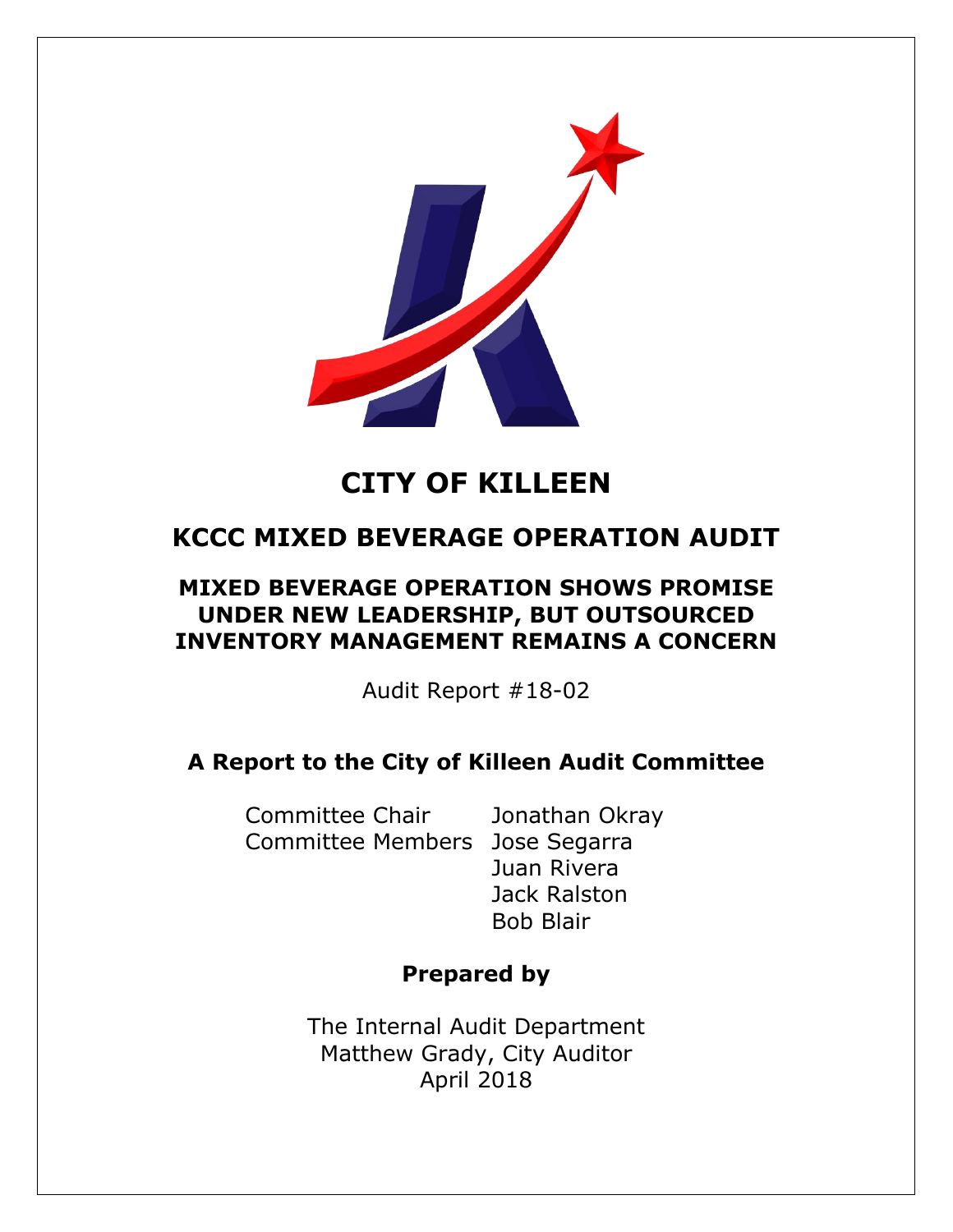# CITY OF KILLEEN

## KCCC MIXED BEVERAGE OPERATION AUDIT

### MIXED BEVERAGE OPERATION SHOWS PROMISE UNDER NEW LEADERSHIP, BUT OUTSOURCED INVENTORY MANAGEMENT REMAINS A CONCERN

Audit Report #18-02

### A Report to the City of Killeen Audit Committee

| | |
|---|---|
| Committee Chair | Jonathan Okray |
| Committee Members | Jose Segarra |
| | Juan Rivera |
| | Jack Ralston |
| | Bob Blair |

### Prepared by

The Internal Audit Department
Matthew Grady, City Auditor
April 2018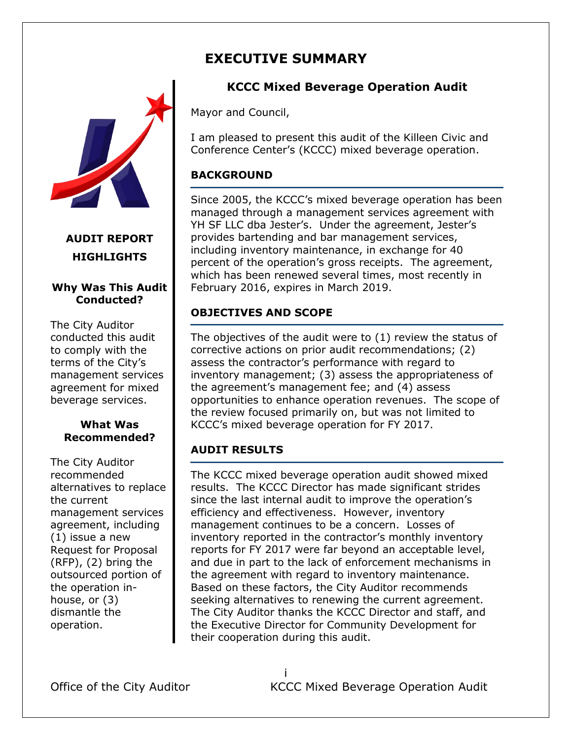# EXECUTIVE SUMMARY

## KCCC Mixed Beverage Operation Audit

**AUDIT REPORT HIGHLIGHTS**

**Why Was This Audit Conducted?**

The City Auditor conducted this audit to comply with the terms of the City's management services agreement for mixed beverage services.

**What Was Recommended?**

The City Auditor recommended alternatives to replace the current management services agreement, including (1) issue a new Request for Proposal (RFP), (2) bring the outsourced portion of the operation in-house, or (3) dismantle the operation.

Mayor and Council,

I am pleased to present this audit of the Killeen Civic and Conference Center's (KCCC) mixed beverage operation.

### BACKGROUND

Since 2005, the KCCC's mixed beverage operation has been managed through a management services agreement with YH SF LLC dba Jester's. Under the agreement, Jester's provides bartending and bar management services, including inventory maintenance, in exchange for 40 percent of the operation's gross receipts. The agreement, which has been renewed several times, most recently in February 2016, expires in March 2019.

### OBJECTIVES AND SCOPE

The objectives of the audit were to (1) review the status of corrective actions on prior audit recommendations; (2) assess the contractor's performance with regard to inventory management; (3) assess the appropriateness of the agreement's management fee; and (4) assess opportunities to enhance operation revenues. The scope of the review focused primarily on, but was not limited to KCCC's mixed beverage operation for FY 2017.

### AUDIT RESULTS

The KCCC mixed beverage operation audit showed mixed results. The KCCC Director has made significant strides since the last internal audit to improve the operation's efficiency and effectiveness. However, inventory management continues to be a concern. Losses of inventory reported in the contractor's monthly inventory reports for FY 2017 were far beyond an acceptable level, and due in part to the lack of enforcement mechanisms in the agreement with regard to inventory maintenance. Based on these factors, the City Auditor recommends seeking alternatives to renewing the current agreement. The City Auditor thanks the KCCC Director and staff, and the Executive Director for Community Development for their cooperation during this audit.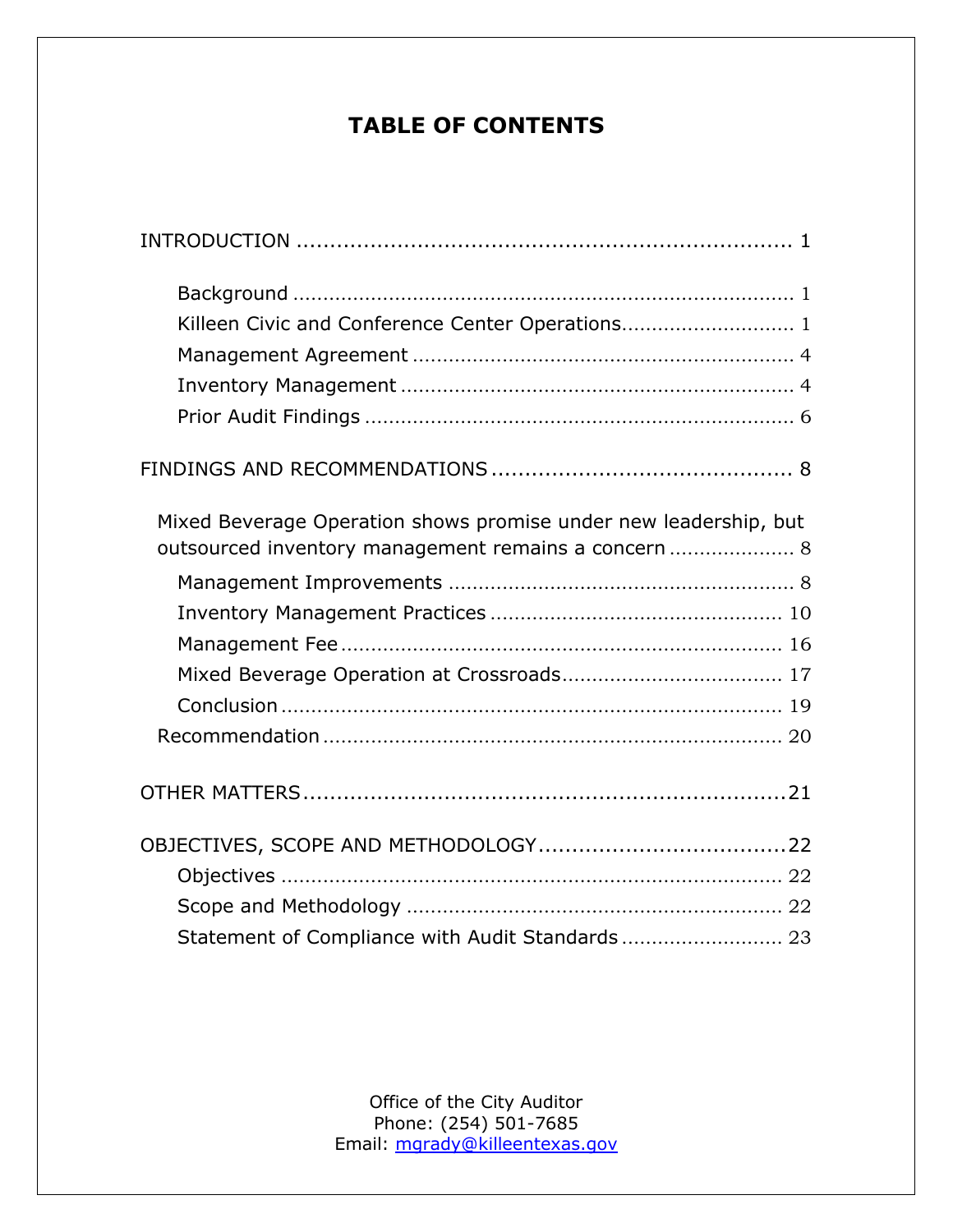# TABLE OF CONTENTS

INTRODUCTION ........................................................................ 1

- Background ........................................................................ 1
- Killeen Civic and Conference Center Operations............................ 1
- Management Agreement ............................................................ 4
- Inventory Management ............................................................. 4
- Prior Audit Findings ................................................................ 6

FINDINGS AND RECOMMENDATIONS ............................................ 8

Mixed Beverage Operation shows promise under new leadership, but outsourced inventory management remains a concern ..................... 8

- Management Improvements ........................................................ 8
- Inventory Management Practices ................................................ 10
- Management Fee ...................................................................... 16
- Mixed Beverage Operation at Crossroads.................................... 17
- Conclusion ............................................................................. 19

Recommendation ........................................................................ 20

OTHER MATTERS........................................................................21

OBJECTIVES, SCOPE AND METHODOLOGY.....................................22

- Objectives ............................................................................. 22
- Scope and Methodology ........................................................... 22
- Statement of Compliance with Audit Standards .......................... 23

Office of the City Auditor
Phone: (254) 501-7685
Email: mgrady@killeentexas.gov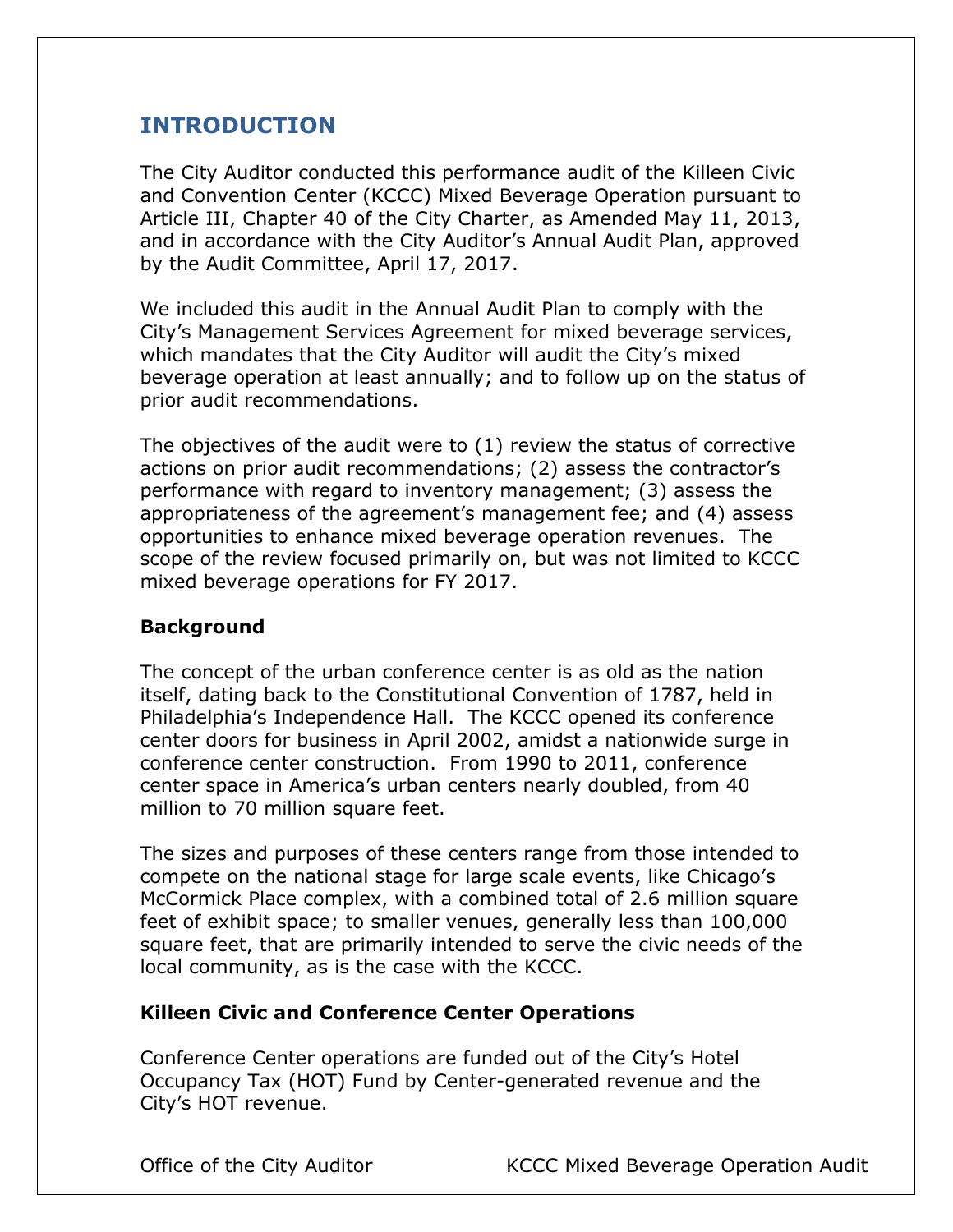## INTRODUCTION

The City Auditor conducted this performance audit of the Killeen Civic and Convention Center (KCCC) Mixed Beverage Operation pursuant to Article III, Chapter 40 of the City Charter, as Amended May 11, 2013, and in accordance with the City Auditor's Annual Audit Plan, approved by the Audit Committee, April 17, 2017.

We included this audit in the Annual Audit Plan to comply with the City's Management Services Agreement for mixed beverage services, which mandates that the City Auditor will audit the City's mixed beverage operation at least annually; and to follow up on the status of prior audit recommendations.

The objectives of the audit were to (1) review the status of corrective actions on prior audit recommendations; (2) assess the contractor's performance with regard to inventory management; (3) assess the appropriateness of the agreement's management fee; and (4) assess opportunities to enhance mixed beverage operation revenues. The scope of the review focused primarily on, but was not limited to KCCC mixed beverage operations for FY 2017.

### Background

The concept of the urban conference center is as old as the nation itself, dating back to the Constitutional Convention of 1787, held in Philadelphia's Independence Hall. The KCCC opened its conference center doors for business in April 2002, amidst a nationwide surge in conference center construction. From 1990 to 2011, conference center space in America's urban centers nearly doubled, from 40 million to 70 million square feet.

The sizes and purposes of these centers range from those intended to compete on the national stage for large scale events, like Chicago's McCormick Place complex, with a combined total of 2.6 million square feet of exhibit space; to smaller venues, generally less than 100,000 square feet, that are primarily intended to serve the civic needs of the local community, as is the case with the KCCC.

### Killeen Civic and Conference Center Operations

Conference Center operations are funded out of the City's Hotel Occupancy Tax (HOT) Fund by Center-generated revenue and the City's HOT revenue.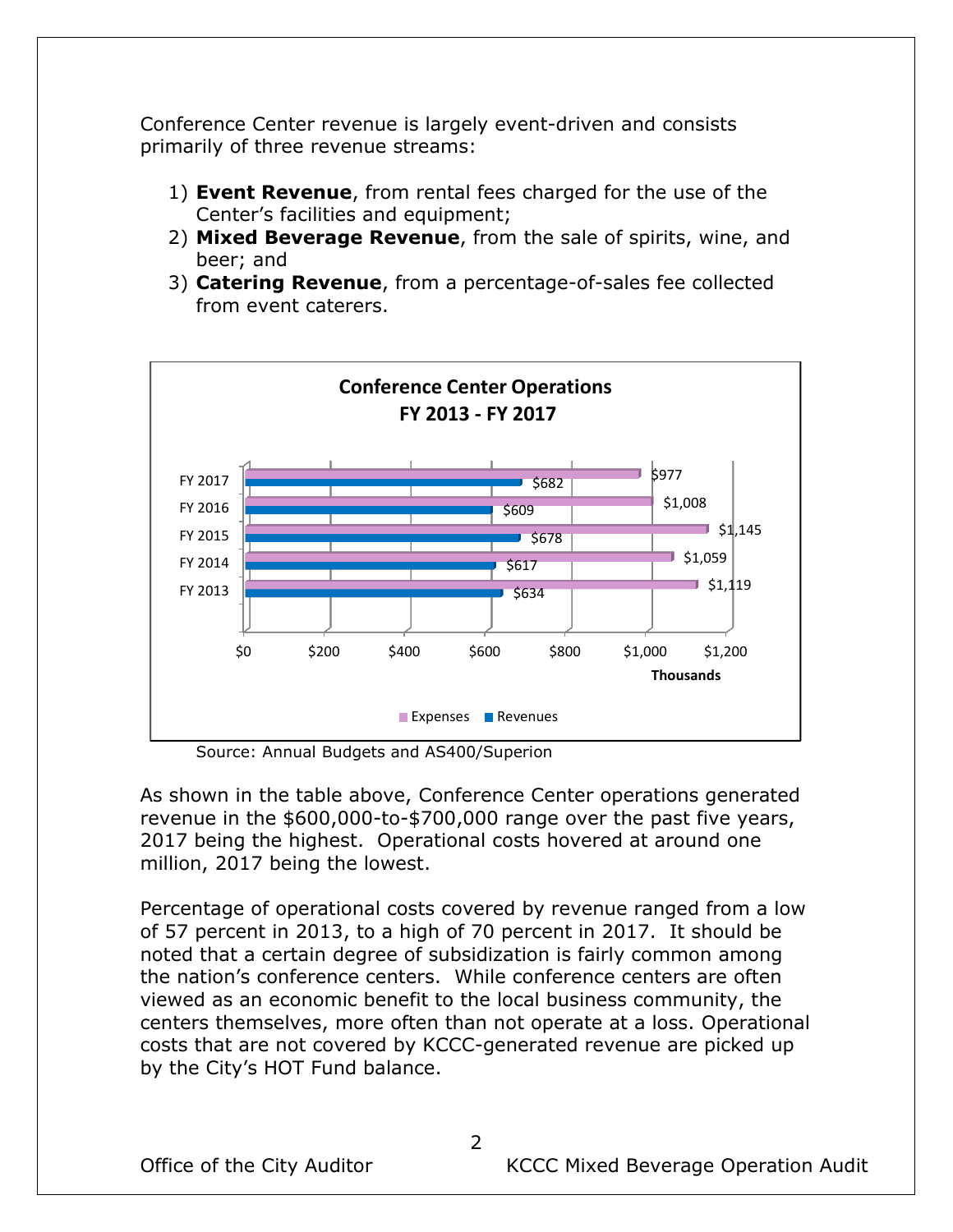Conference Center revenue is largely event-driven and consists primarily of three revenue streams:

1) **Event Revenue**, from rental fees charged for the use of the Center's facilities and equipment;
2) **Mixed Beverage Revenue**, from the sale of spirits, wine, and beer; and
3) **Catering Revenue**, from a percentage-of-sales fee collected from event caterers.

**Conference Center Operations FY 2013 - FY 2017**

| Fiscal Year | Expenses (Thousands) | Revenues (Thousands) |
|---|---|---|
| FY 2017 | $977 | $682 |
| FY 2016 | $1,008 | $609 |
| FY 2015 | $1,145 | $678 |
| FY 2014 | $1,059 | $617 |
| FY 2013 | $1,119 | $634 |

Source: Annual Budgets and AS400/Superion

As shown in the table above, Conference Center operations generated revenue in the $600,000-to-$700,000 range over the past five years, 2017 being the highest. Operational costs hovered at around one million, 2017 being the lowest.

Percentage of operational costs covered by revenue ranged from a low of 57 percent in 2013, to a high of 70 percent in 2017. It should be noted that a certain degree of subsidization is fairly common among the nation's conference centers. While conference centers are often viewed as an economic benefit to the local business community, the centers themselves, more often than not operate at a loss. Operational costs that are not covered by KCCC-generated revenue are picked up by the City's HOT Fund balance.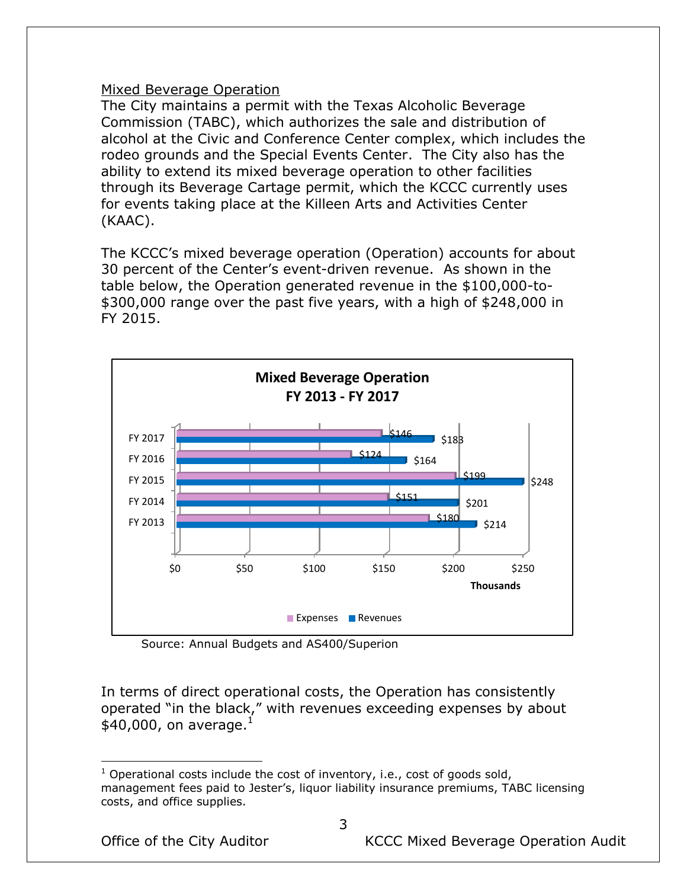Mixed Beverage Operation

The City maintains a permit with the Texas Alcoholic Beverage Commission (TABC), which authorizes the sale and distribution of alcohol at the Civic and Conference Center complex, which includes the rodeo grounds and the Special Events Center. The City also has the ability to extend its mixed beverage operation to other facilities through its Beverage Cartage permit, which the KCCC currently uses for events taking place at the Killeen Arts and Activities Center (KAAC).

The KCCC's mixed beverage operation (Operation) accounts for about 30 percent of the Center's event-driven revenue. As shown in the table below, the Operation generated revenue in the $100,000-to-$300,000 range over the past five years, with a high of $248,000 in FY 2015.

**Mixed Beverage Operation FY 2013 - FY 2017**

(Thousands)

| | Expenses | Revenues |
|---|---|---|
| FY 2017 | $146 | $183 |
| FY 2016 | $124 | $164 |
| FY 2015 | $199 | $248 |
| FY 2014 | $151 | $201 |
| FY 2013 | $180 | $214 |

Source: Annual Budgets and AS400/Superion

In terms of direct operational costs, the Operation has consistently operated "in the black," with revenues exceeding expenses by about $40,000, on average.[1]

[1] Operational costs include the cost of inventory, i.e., cost of goods sold, management fees paid to Jester's, liquor liability insurance premiums, TABC licensing costs, and office supplies.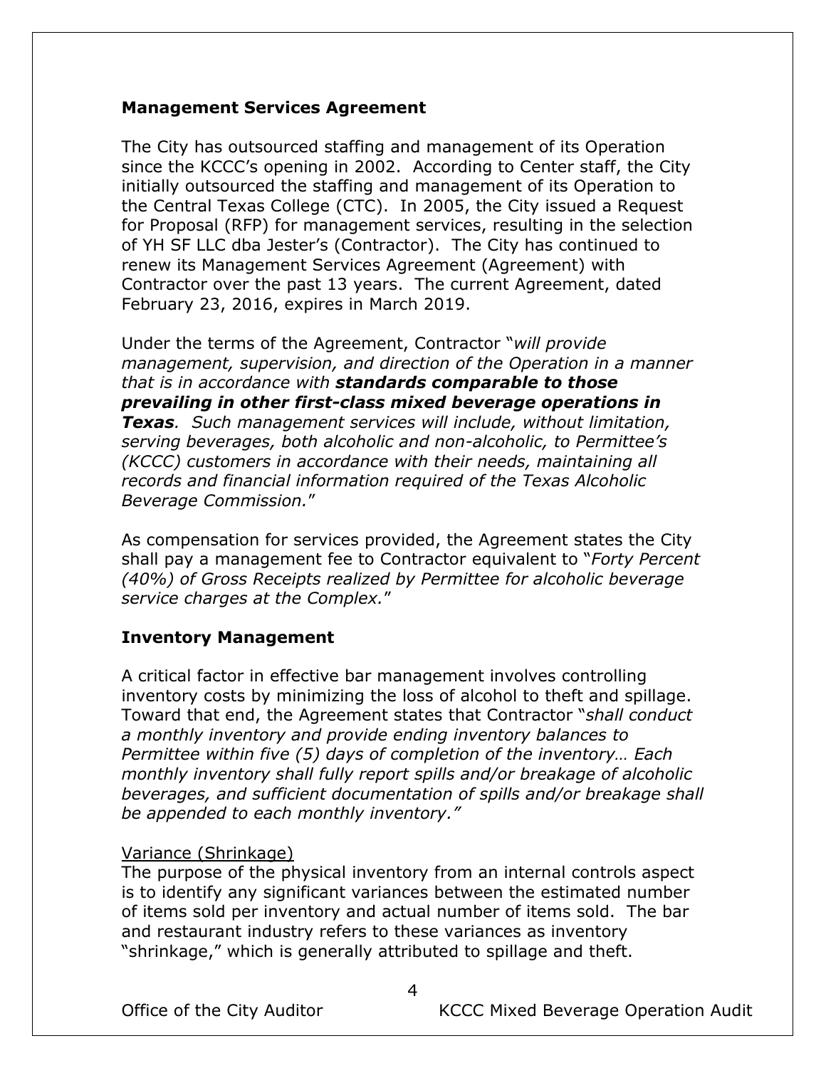## Management Services Agreement

The City has outsourced staffing and management of its Operation since the KCCC's opening in 2002. According to Center staff, the City initially outsourced the staffing and management of its Operation to the Central Texas College (CTC). In 2005, the City issued a Request for Proposal (RFP) for management services, resulting in the selection of YH SF LLC dba Jester's (Contractor). The City has continued to renew its Management Services Agreement (Agreement) with Contractor over the past 13 years. The current Agreement, dated February 23, 2016, expires in March 2019.

Under the terms of the Agreement, Contractor "*will provide management, supervision, and direction of the Operation in a manner that is in accordance with **standards comparable to those prevailing in other first-class mixed beverage operations in Texas**. Such management services will include, without limitation, serving beverages, both alcoholic and non-alcoholic, to Permittee's (KCCC) customers in accordance with their needs, maintaining all records and financial information required of the Texas Alcoholic Beverage Commission.*"

As compensation for services provided, the Agreement states the City shall pay a management fee to Contractor equivalent to "*Forty Percent (40%) of Gross Receipts realized by Permittee for alcoholic beverage service charges at the Complex.*"

## Inventory Management

A critical factor in effective bar management involves controlling inventory costs by minimizing the loss of alcohol to theft and spillage. Toward that end, the Agreement states that Contractor "*shall conduct a monthly inventory and provide ending inventory balances to Permittee within five (5) days of completion of the inventory… Each monthly inventory shall fully report spills and/or breakage of alcoholic beverages, and sufficient documentation of spills and/or breakage shall be appended to each monthly inventory.*"

<u>Variance (Shrinkage)</u>

The purpose of the physical inventory from an internal controls aspect is to identify any significant variances between the estimated number of items sold per inventory and actual number of items sold. The bar and restaurant industry refers to these variances as inventory "shrinkage," which is generally attributed to spillage and theft.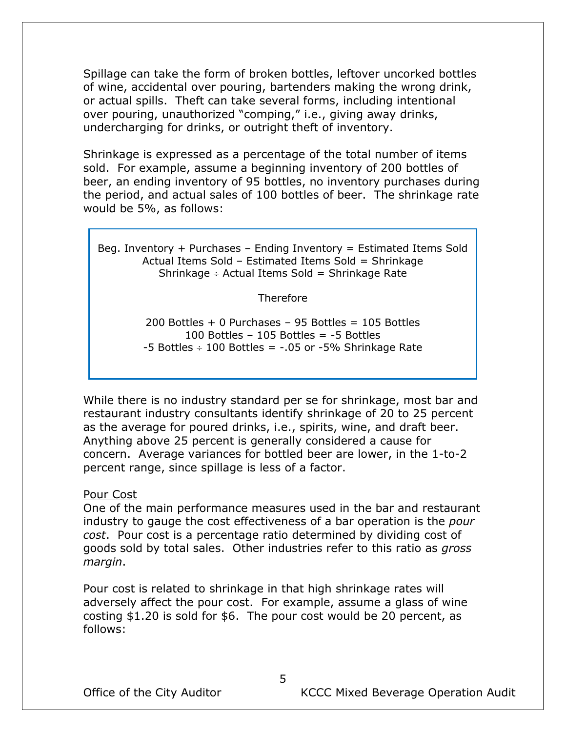Spillage can take the form of broken bottles, leftover uncorked bottles of wine, accidental over pouring, bartenders making the wrong drink, or actual spills. Theft can take several forms, including intentional over pouring, unauthorized "comping," i.e., giving away drinks, undercharging for drinks, or outright theft of inventory.

Shrinkage is expressed as a percentage of the total number of items sold. For example, assume a beginning inventory of 200 bottles of beer, an ending inventory of 95 bottles, no inventory purchases during the period, and actual sales of 100 bottles of beer. The shrinkage rate would be 5%, as follows:

> Beg. Inventory + Purchases – Ending Inventory = Estimated Items Sold
> Actual Items Sold – Estimated Items Sold = Shrinkage
> Shrinkage ÷ Actual Items Sold = Shrinkage Rate
>
> Therefore
>
> 200 Bottles + 0 Purchases – 95 Bottles = 105 Bottles
> 100 Bottles – 105 Bottles = -5 Bottles
> -5 Bottles ÷ 100 Bottles = -.05 or -5% Shrinkage Rate

While there is no industry standard per se for shrinkage, most bar and restaurant industry consultants identify shrinkage of 20 to 25 percent as the average for poured drinks, i.e., spirits, wine, and draft beer. Anything above 25 percent is generally considered a cause for concern. Average variances for bottled beer are lower, in the 1-to-2 percent range, since spillage is less of a factor.

Pour Cost

One of the main performance measures used in the bar and restaurant industry to gauge the cost effectiveness of a bar operation is the *pour cost*. Pour cost is a percentage ratio determined by dividing cost of goods sold by total sales. Other industries refer to this ratio as *gross margin*.

Pour cost is related to shrinkage in that high shrinkage rates will adversely affect the pour cost. For example, assume a glass of wine costing $1.20 is sold for $6. The pour cost would be 20 percent, as follows: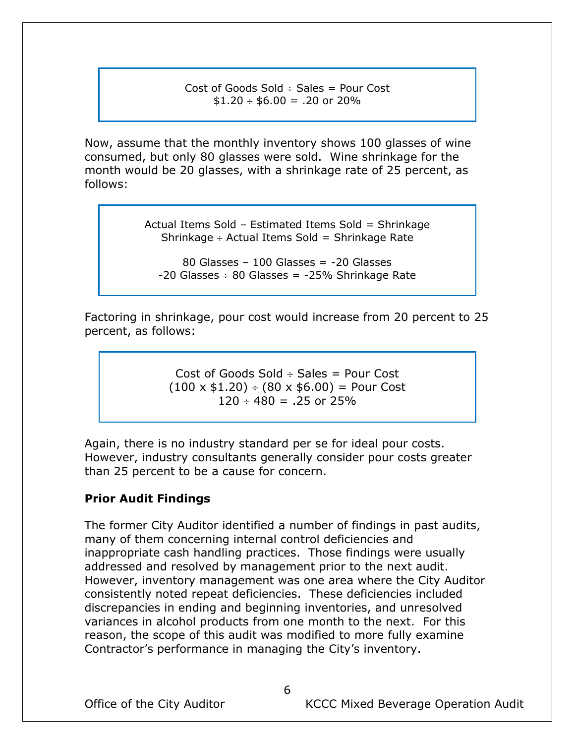Cost of Goods Sold ÷ Sales = Pour Cost
$1.20 ÷ $6.00 = .20 or 20%

Now, assume that the monthly inventory shows 100 glasses of wine consumed, but only 80 glasses were sold. Wine shrinkage for the month would be 20 glasses, with a shrinkage rate of 25 percent, as follows:

Actual Items Sold – Estimated Items Sold = Shrinkage
Shrinkage ÷ Actual Items Sold = Shrinkage Rate

80 Glasses – 100 Glasses = -20 Glasses
-20 Glasses ÷ 80 Glasses = -25% Shrinkage Rate

Factoring in shrinkage, pour cost would increase from 20 percent to 25 percent, as follows:

Cost of Goods Sold ÷ Sales = Pour Cost
(100 x $1.20) ÷ (80 x $6.00) = Pour Cost
120 ÷ 480 = .25 or 25%

Again, there is no industry standard per se for ideal pour costs. However, industry consultants generally consider pour costs greater than 25 percent to be a cause for concern.

**Prior Audit Findings**

The former City Auditor identified a number of findings in past audits, many of them concerning internal control deficiencies and inappropriate cash handling practices. Those findings were usually addressed and resolved by management prior to the next audit. However, inventory management was one area where the City Auditor consistently noted repeat deficiencies. These deficiencies included discrepancies in ending and beginning inventories, and unresolved variances in alcohol products from one month to the next. For this reason, the scope of this audit was modified to more fully examine Contractor's performance in managing the City's inventory.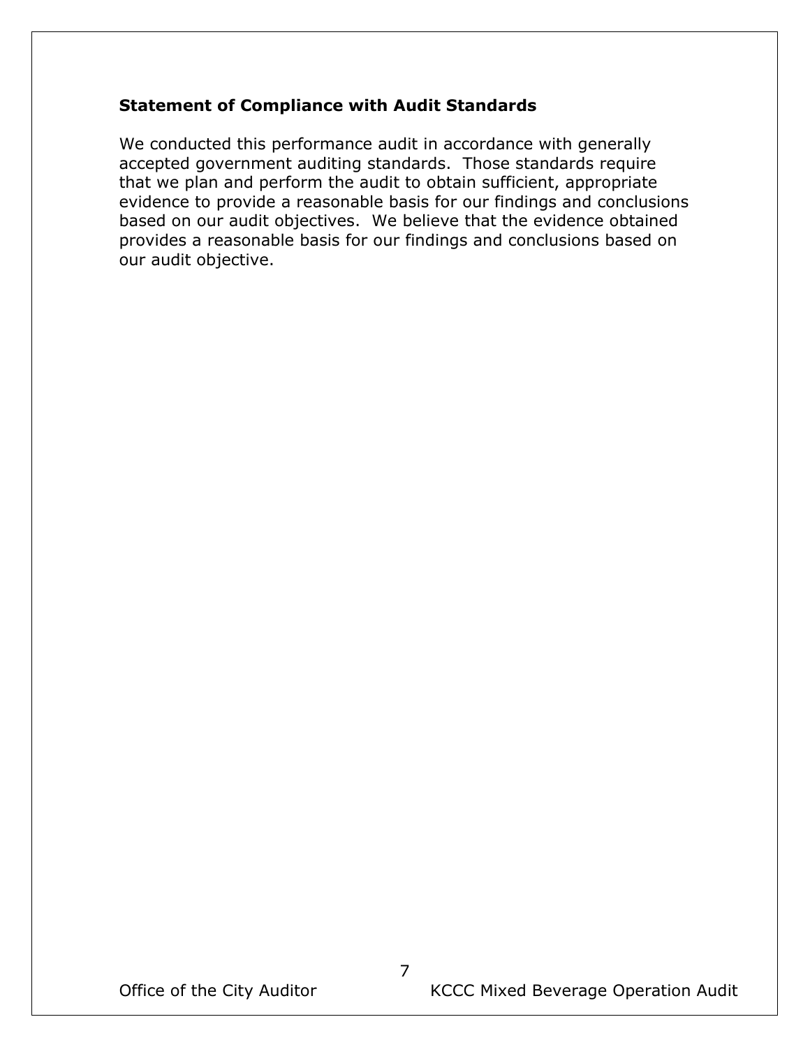### Statement of Compliance with Audit Standards

We conducted this performance audit in accordance with generally accepted government auditing standards. Those standards require that we plan and perform the audit to obtain sufficient, appropriate evidence to provide a reasonable basis for our findings and conclusions based on our audit objectives. We believe that the evidence obtained provides a reasonable basis for our findings and conclusions based on our audit objective.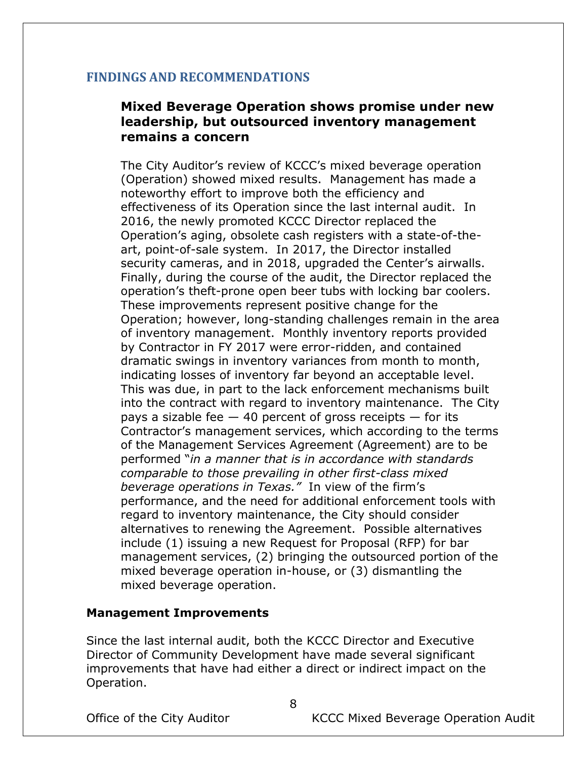## FINDINGS AND RECOMMENDATIONS

### Mixed Beverage Operation shows promise under new leadership, but outsourced inventory management remains a concern

The City Auditor's review of KCCC's mixed beverage operation (Operation) showed mixed results. Management has made a noteworthy effort to improve both the efficiency and effectiveness of its Operation since the last internal audit. In 2016, the newly promoted KCCC Director replaced the Operation's aging, obsolete cash registers with a state-of-the-art, point-of-sale system. In 2017, the Director installed security cameras, and in 2018, upgraded the Center's airwalls. Finally, during the course of the audit, the Director replaced the operation's theft-prone open beer tubs with locking bar coolers. These improvements represent positive change for the Operation; however, long-standing challenges remain in the area of inventory management. Monthly inventory reports provided by Contractor in FY 2017 were error-ridden, and contained dramatic swings in inventory variances from month to month, indicating losses of inventory far beyond an acceptable level. This was due, in part to the lack enforcement mechanisms built into the contract with regard to inventory maintenance. The City pays a sizable fee — 40 percent of gross receipts — for its Contractor's management services, which according to the terms of the Management Services Agreement (Agreement) are to be performed "*in a manner that is in accordance with standards comparable to those prevailing in other first-class mixed beverage operations in Texas."* In view of the firm's performance, and the need for additional enforcement tools with regard to inventory maintenance, the City should consider alternatives to renewing the Agreement. Possible alternatives include (1) issuing a new Request for Proposal (RFP) for bar management services, (2) bringing the outsourced portion of the mixed beverage operation in-house, or (3) dismantling the mixed beverage operation.

**Management Improvements**

Since the last internal audit, both the KCCC Director and Executive Director of Community Development have made several significant improvements that have had either a direct or indirect impact on the Operation.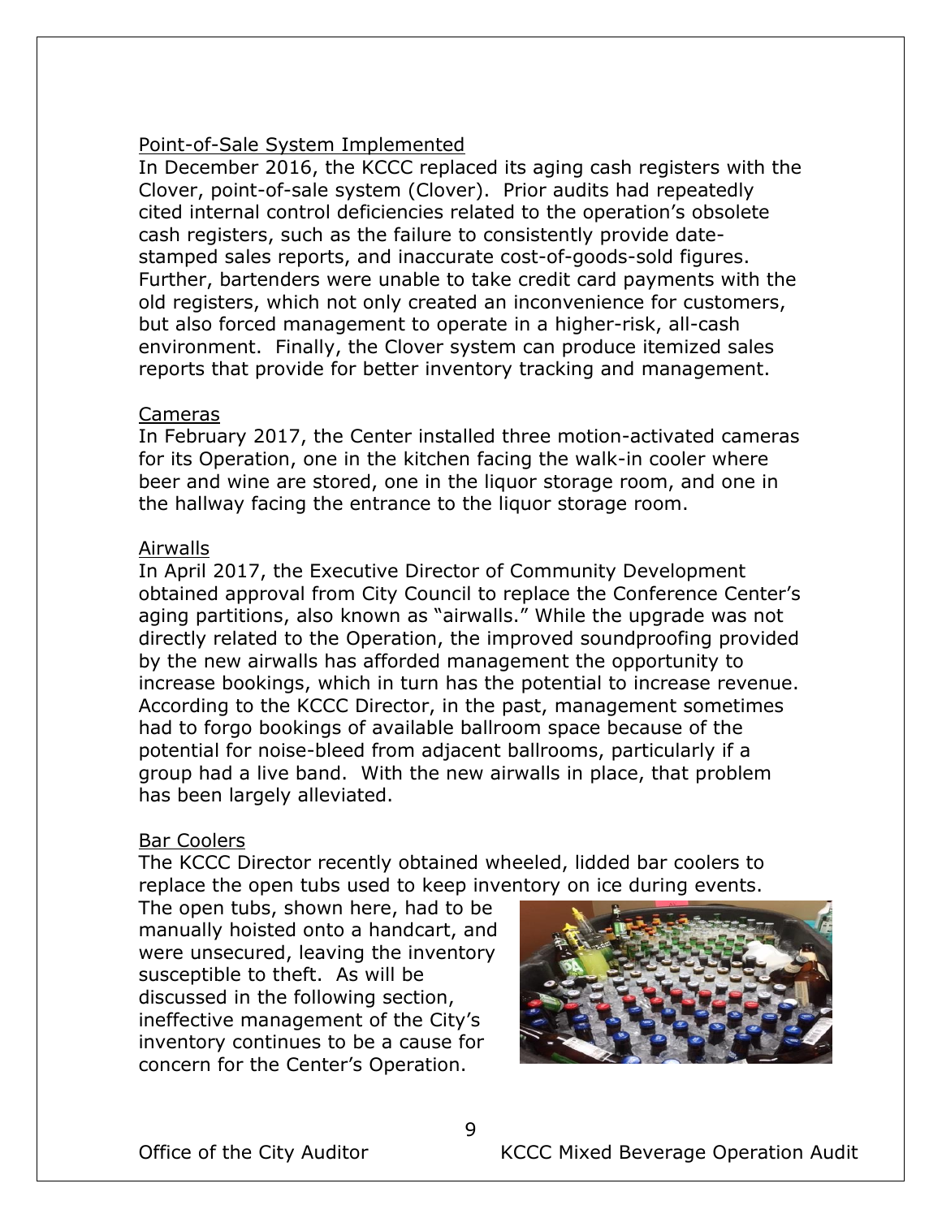Point-of-Sale System Implemented

In December 2016, the KCCC replaced its aging cash registers with the Clover, point-of-sale system (Clover). Prior audits had repeatedly cited internal control deficiencies related to the operation's obsolete cash registers, such as the failure to consistently provide date-stamped sales reports, and inaccurate cost-of-goods-sold figures. Further, bartenders were unable to take credit card payments with the old registers, which not only created an inconvenience for customers, but also forced management to operate in a higher-risk, all-cash environment. Finally, the Clover system can produce itemized sales reports that provide for better inventory tracking and management.

Cameras

In February 2017, the Center installed three motion-activated cameras for its Operation, one in the kitchen facing the walk-in cooler where beer and wine are stored, one in the liquor storage room, and one in the hallway facing the entrance to the liquor storage room.

Airwalls

In April 2017, the Executive Director of Community Development obtained approval from City Council to replace the Conference Center's aging partitions, also known as "airwalls." While the upgrade was not directly related to the Operation, the improved soundproofing provided by the new airwalls has afforded management the opportunity to increase bookings, which in turn has the potential to increase revenue. According to the KCCC Director, in the past, management sometimes had to forgo bookings of available ballroom space because of the potential for noise-bleed from adjacent ballrooms, particularly if a group had a live band. With the new airwalls in place, that problem has been largely alleviated.

Bar Coolers

The KCCC Director recently obtained wheeled, lidded bar coolers to replace the open tubs used to keep inventory on ice during events. The open tubs, shown here, had to be manually hoisted onto a handcart, and were unsecured, leaving the inventory susceptible to theft. As will be discussed in the following section, ineffective management of the City's inventory continues to be a cause for concern for the Center's Operation.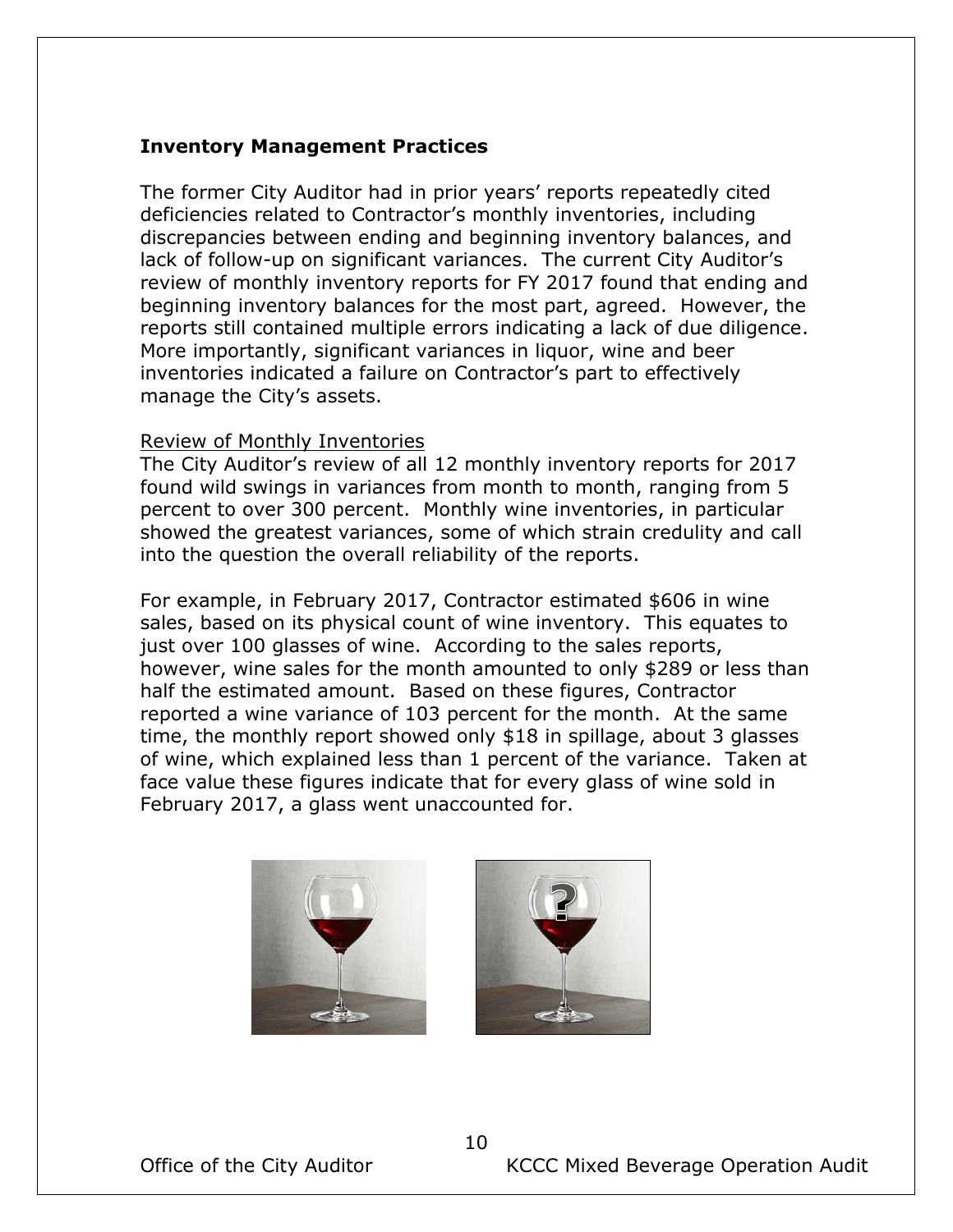### Inventory Management Practices

The former City Auditor had in prior years' reports repeatedly cited deficiencies related to Contractor's monthly inventories, including discrepancies between ending and beginning inventory balances, and lack of follow-up on significant variances. The current City Auditor's review of monthly inventory reports for FY 2017 found that ending and beginning inventory balances for the most part, agreed. However, the reports still contained multiple errors indicating a lack of due diligence. More importantly, significant variances in liquor, wine and beer inventories indicated a failure on Contractor's part to effectively manage the City's assets.

<u>Review of Monthly Inventories</u>

The City Auditor's review of all 12 monthly inventory reports for 2017 found wild swings in variances from month to month, ranging from 5 percent to over 300 percent. Monthly wine inventories, in particular showed the greatest variances, some of which strain credulity and call into the question the overall reliability of the reports.

For example, in February 2017, Contractor estimated $606 in wine sales, based on its physical count of wine inventory. This equates to just over 100 glasses of wine. According to the sales reports, however, wine sales for the month amounted to only $289 or less than half the estimated amount. Based on these figures, Contractor reported a wine variance of 103 percent for the month. At the same time, the monthly report showed only $18 in spillage, about 3 glasses of wine, which explained less than 1 percent of the variance. Taken at face value these figures indicate that for every glass of wine sold in February 2017, a glass went unaccounted for.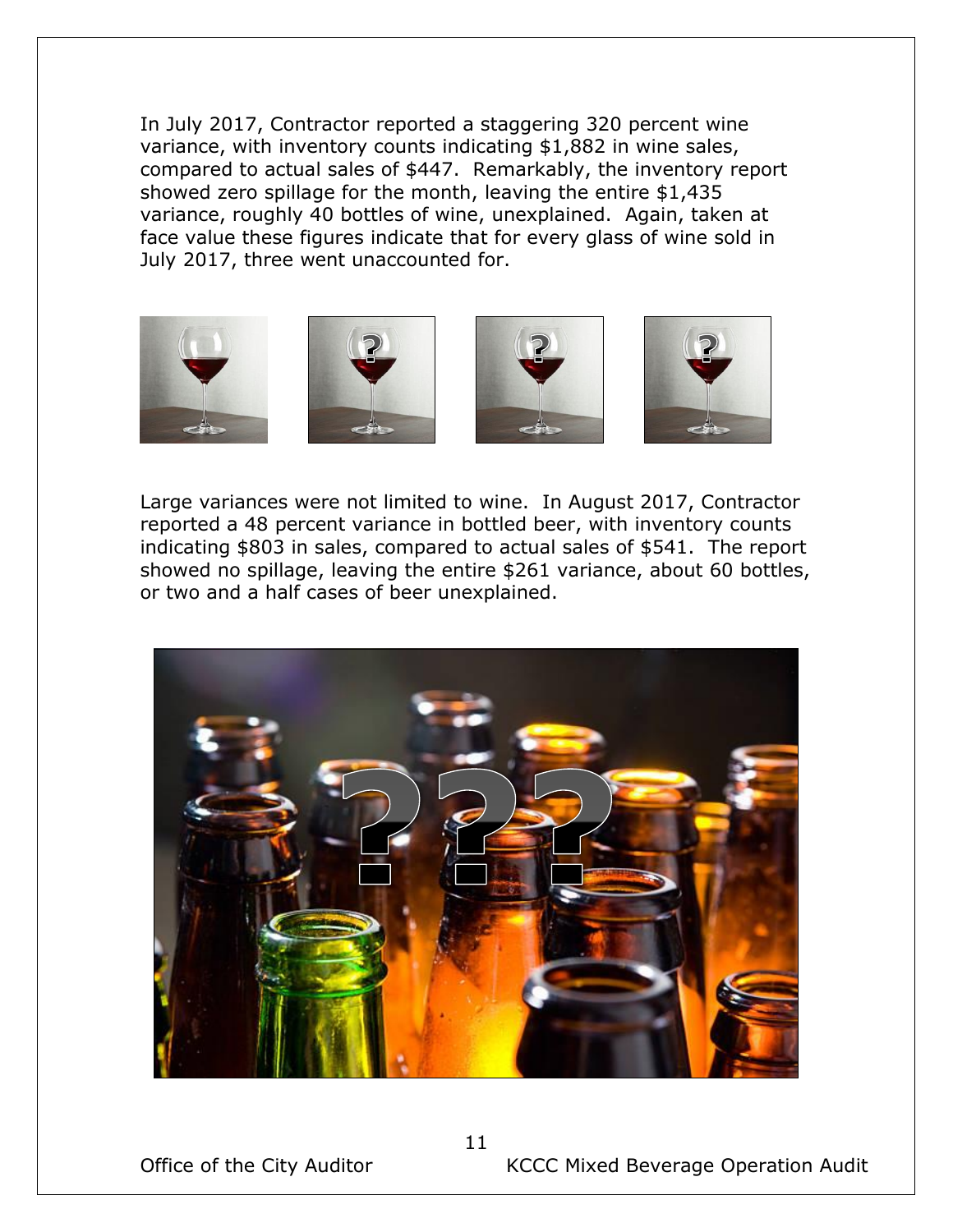In July 2017, Contractor reported a staggering 320 percent wine variance, with inventory counts indicating $1,882 in wine sales, compared to actual sales of $447. Remarkably, the inventory report showed zero spillage for the month, leaving the entire $1,435 variance, roughly 40 bottles of wine, unexplained. Again, taken at face value these figures indicate that for every glass of wine sold in July 2017, three went unaccounted for.

Large variances were not limited to wine. In August 2017, Contractor reported a 48 percent variance in bottled beer, with inventory counts indicating $803 in sales, compared to actual sales of $541. The report showed no spillage, leaving the entire $261 variance, about 60 bottles, or two and a half cases of beer unexplained.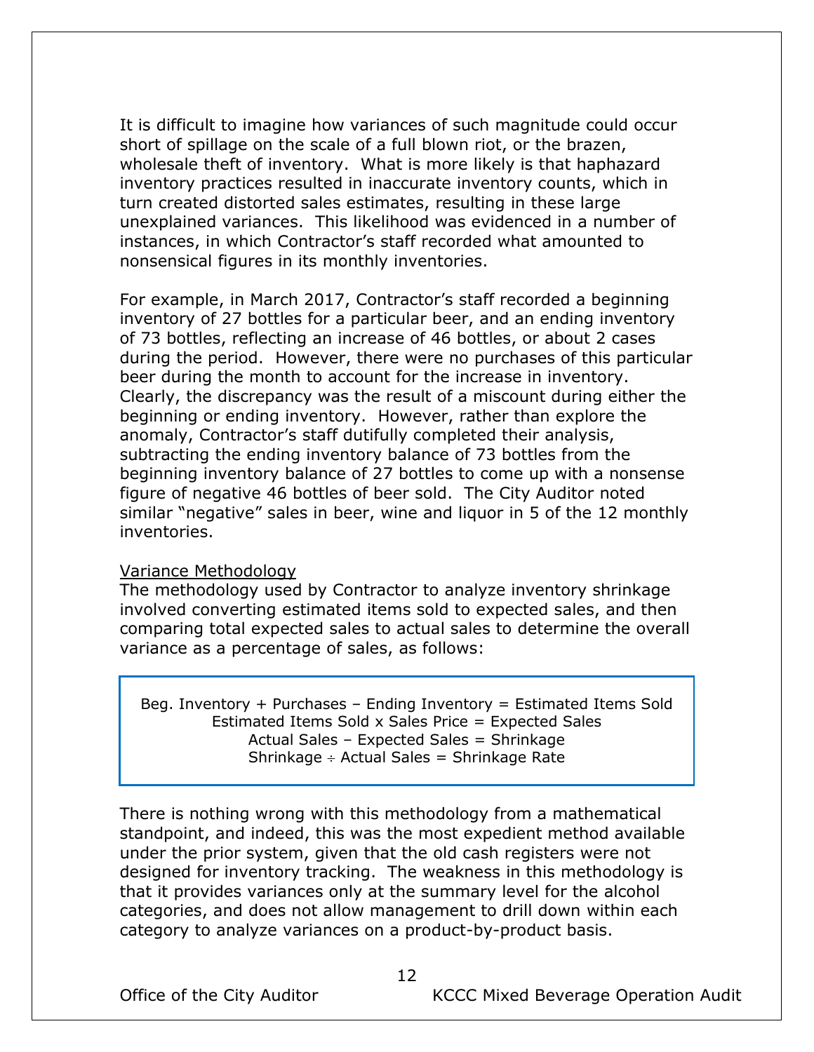It is difficult to imagine how variances of such magnitude could occur short of spillage on the scale of a full blown riot, or the brazen, wholesale theft of inventory. What is more likely is that haphazard inventory practices resulted in inaccurate inventory counts, which in turn created distorted sales estimates, resulting in these large unexplained variances. This likelihood was evidenced in a number of instances, in which Contractor's staff recorded what amounted to nonsensical figures in its monthly inventories.

For example, in March 2017, Contractor's staff recorded a beginning inventory of 27 bottles for a particular beer, and an ending inventory of 73 bottles, reflecting an increase of 46 bottles, or about 2 cases during the period. However, there were no purchases of this particular beer during the month to account for the increase in inventory. Clearly, the discrepancy was the result of a miscount during either the beginning or ending inventory. However, rather than explore the anomaly, Contractor's staff dutifully completed their analysis, subtracting the ending inventory balance of 73 bottles from the beginning inventory balance of 27 bottles to come up with a nonsense figure of negative 46 bottles of beer sold. The City Auditor noted similar "negative" sales in beer, wine and liquor in 5 of the 12 monthly inventories.

<u>Variance Methodology</u>

The methodology used by Contractor to analyze inventory shrinkage involved converting estimated items sold to expected sales, and then comparing total expected sales to actual sales to determine the overall variance as a percentage of sales, as follows:

> Beg. Inventory + Purchases – Ending Inventory = Estimated Items Sold
> Estimated Items Sold x Sales Price = Expected Sales
> Actual Sales – Expected Sales = Shrinkage
> Shrinkage ÷ Actual Sales = Shrinkage Rate

There is nothing wrong with this methodology from a mathematical standpoint, and indeed, this was the most expedient method available under the prior system, given that the old cash registers were not designed for inventory tracking. The weakness in this methodology is that it provides variances only at the summary level for the alcohol categories, and does not allow management to drill down within each category to analyze variances on a product-by-product basis.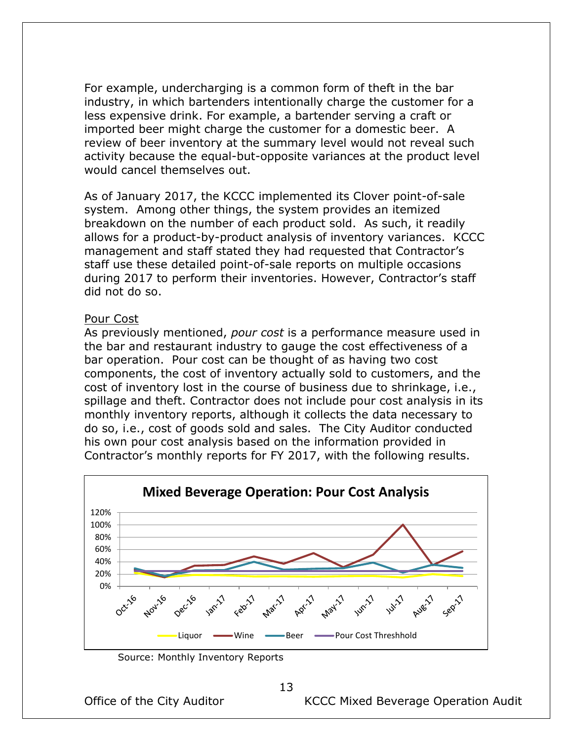For example, undercharging is a common form of theft in the bar industry, in which bartenders intentionally charge the customer for a less expensive drink. For example, a bartender serving a craft or imported beer might charge the customer for a domestic beer. A review of beer inventory at the summary level would not reveal such activity because the equal-but-opposite variances at the product level would cancel themselves out.

As of January 2017, the KCCC implemented its Clover point-of-sale system. Among other things, the system provides an itemized breakdown on the number of each product sold. As such, it readily allows for a product-by-product analysis of inventory variances. KCCC management and staff stated they had requested that Contractor's staff use these detailed point-of-sale reports on multiple occasions during 2017 to perform their inventories. However, Contractor's staff did not do so.

Pour Cost

As previously mentioned, *pour cost* is a performance measure used in the bar and restaurant industry to gauge the cost effectiveness of a bar operation. Pour cost can be thought of as having two cost components, the cost of inventory actually sold to customers, and the cost of inventory lost in the course of business due to shrinkage, i.e., spillage and theft. Contractor does not include pour cost analysis in its monthly inventory reports, although it collects the data necessary to do so, i.e., cost of goods sold and sales. The City Auditor conducted his own pour cost analysis based on the information provided in Contractor's monthly reports for FY 2017, with the following results.

**Mixed Beverage Operation: Pour Cost Analysis**

(Line chart, Oct-16 through Sep-17, 0%–120%; series: Liquor, Wine, Beer, Pour Cost Threshhold)

Source: Monthly Inventory Reports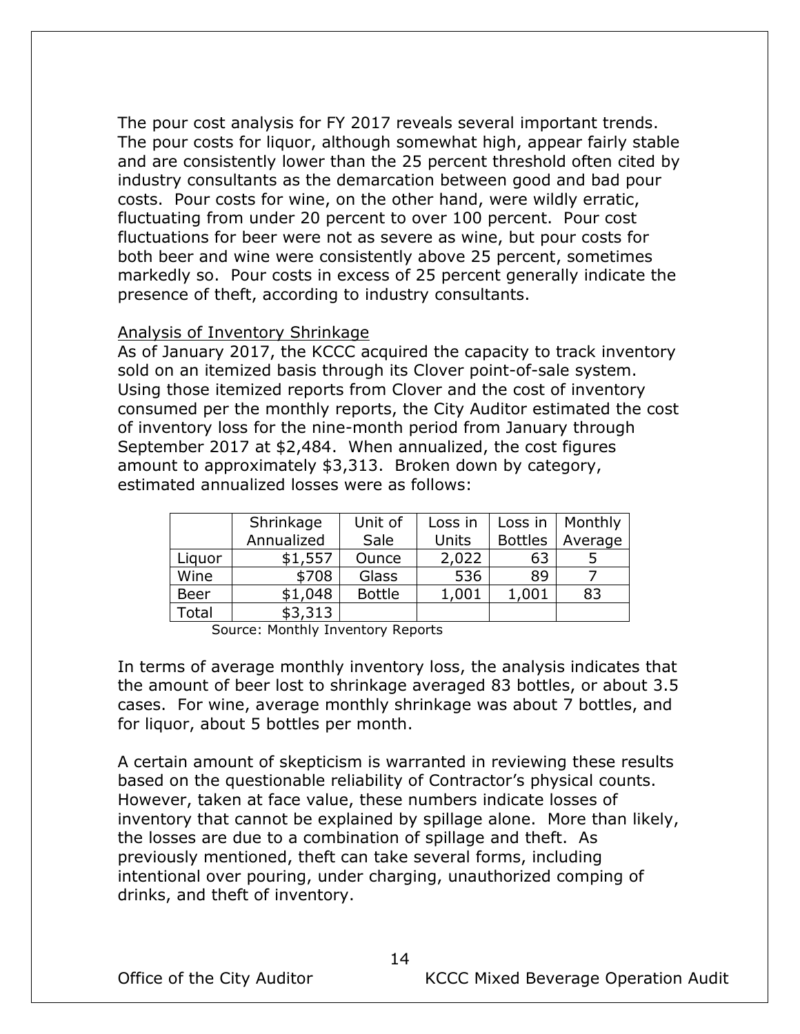The pour cost analysis for FY 2017 reveals several important trends. The pour costs for liquor, although somewhat high, appear fairly stable and are consistently lower than the 25 percent threshold often cited by industry consultants as the demarcation between good and bad pour costs. Pour costs for wine, on the other hand, were wildly erratic, fluctuating from under 20 percent to over 100 percent. Pour cost fluctuations for beer were not as severe as wine, but pour costs for both beer and wine were consistently above 25 percent, sometimes markedly so. Pour costs in excess of 25 percent generally indicate the presence of theft, according to industry consultants.

<u>Analysis of Inventory Shrinkage</u>

As of January 2017, the KCCC acquired the capacity to track inventory sold on an itemized basis through its Clover point-of-sale system. Using those itemized reports from Clover and the cost of inventory consumed per the monthly reports, the City Auditor estimated the cost of inventory loss for the nine-month period from January through September 2017 at $2,484. When annualized, the cost figures amount to approximately $3,313. Broken down by category, estimated annualized losses were as follows:

| | Shrinkage Annualized | Unit of Sale | Loss in Units | Loss in Bottles | Monthly Average |
|---|---|---|---|---|---|
| Liquor | $1,557 | Ounce | 2,022 | 63 | 5 |
| Wine | $708 | Glass | 536 | 89 | 7 |
| Beer | $1,048 | Bottle | 1,001 | 1,001 | 83 |
| Total | $3,313 | | | | |

Source: Monthly Inventory Reports

In terms of average monthly inventory loss, the analysis indicates that the amount of beer lost to shrinkage averaged 83 bottles, or about 3.5 cases. For wine, average monthly shrinkage was about 7 bottles, and for liquor, about 5 bottles per month.

A certain amount of skepticism is warranted in reviewing these results based on the questionable reliability of Contractor's physical counts. However, taken at face value, these numbers indicate losses of inventory that cannot be explained by spillage alone. More than likely, the losses are due to a combination of spillage and theft. As previously mentioned, theft can take several forms, including intentional over pouring, under charging, unauthorized comping of drinks, and theft of inventory.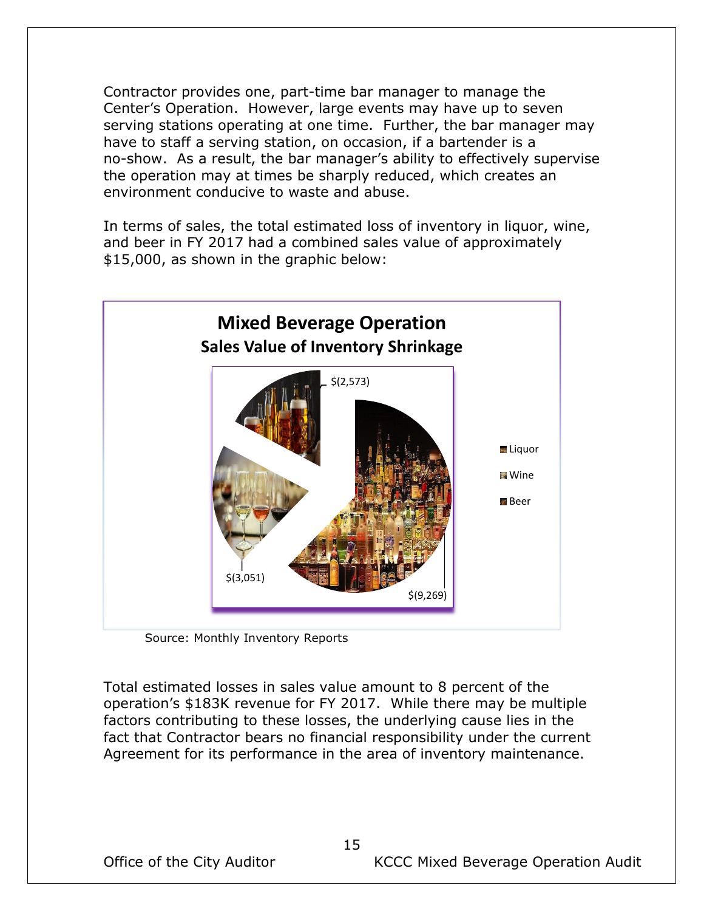Contractor provides one, part-time bar manager to manage the Center's Operation. However, large events may have up to seven serving stations operating at one time. Further, the bar manager may have to staff a serving station, on occasion, if a bartender is a no-show. As a result, the bar manager's ability to effectively supervise the operation may at times be sharply reduced, which creates an environment conducive to waste and abuse.

In terms of sales, the total estimated loss of inventory in liquor, wine, and beer in FY 2017 had a combined sales value of approximately $15,000, as shown in the graphic below:

**Mixed Beverage Operation**
**Sales Value of Inventory Shrinkage**

| Category | Sales Value |
|---|---|
| Liquor | $(9,269) |
| Wine | $(3,051) |
| Beer | $(2,573) |

Source: Monthly Inventory Reports

Total estimated losses in sales value amount to 8 percent of the operation's $183K revenue for FY 2017. While there may be multiple factors contributing to these losses, the underlying cause lies in the fact that Contractor bears no financial responsibility under the current Agreement for its performance in the area of inventory maintenance.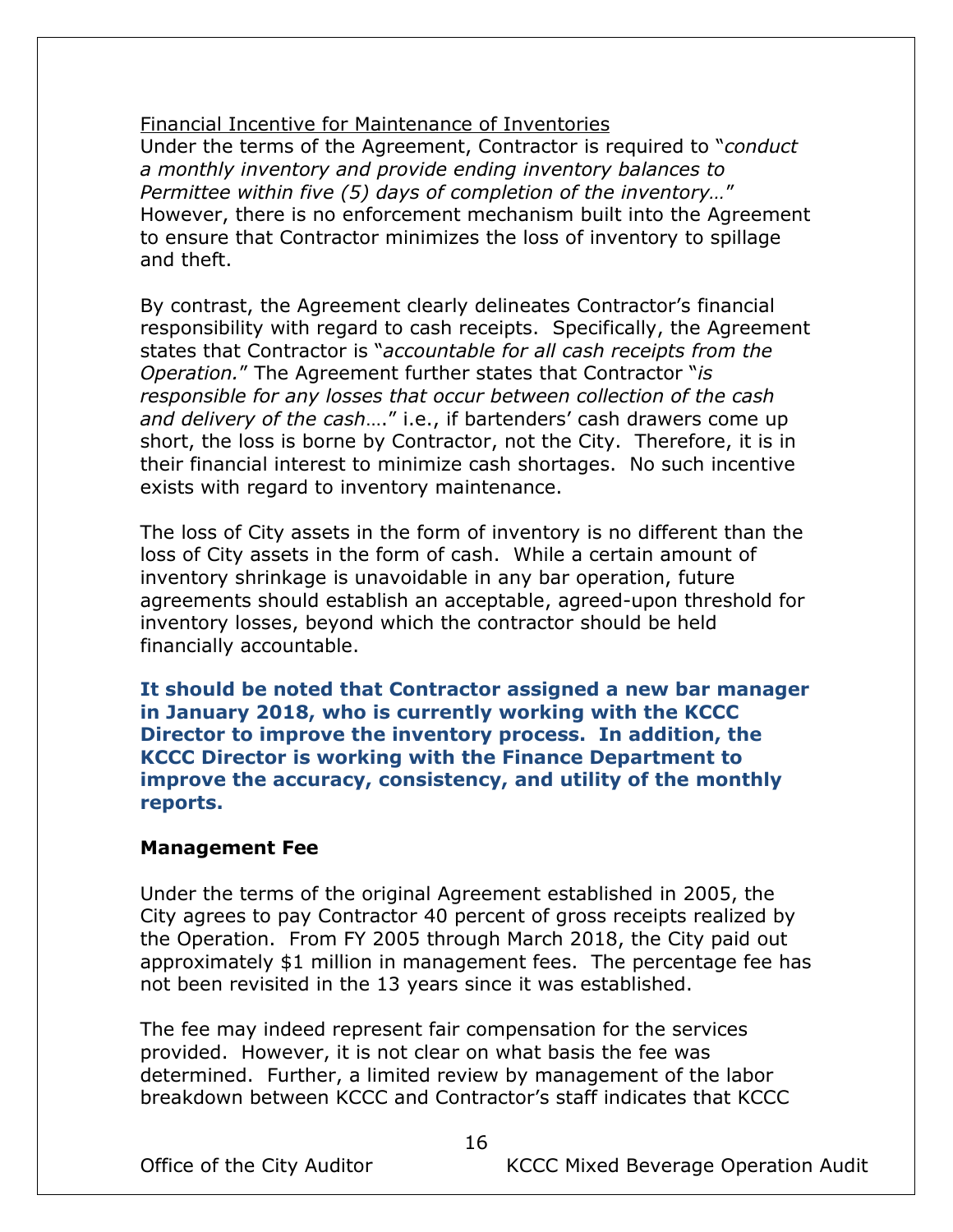Financial Incentive for Maintenance of Inventories

Under the terms of the Agreement, Contractor is required to "*conduct a monthly inventory and provide ending inventory balances to Permittee within five (5) days of completion of the inventory…*" However, there is no enforcement mechanism built into the Agreement to ensure that Contractor minimizes the loss of inventory to spillage and theft.

By contrast, the Agreement clearly delineates Contractor's financial responsibility with regard to cash receipts. Specifically, the Agreement states that Contractor is "*accountable for all cash receipts from the Operation.*" The Agreement further states that Contractor "*is responsible for any losses that occur between collection of the cash and delivery of the cash*…." i.e., if bartenders' cash drawers come up short, the loss is borne by Contractor, not the City. Therefore, it is in their financial interest to minimize cash shortages. No such incentive exists with regard to inventory maintenance.

The loss of City assets in the form of inventory is no different than the loss of City assets in the form of cash. While a certain amount of inventory shrinkage is unavoidable in any bar operation, future agreements should establish an acceptable, agreed-upon threshold for inventory losses, beyond which the contractor should be held financially accountable.

**It should be noted that Contractor assigned a new bar manager in January 2018, who is currently working with the KCCC Director to improve the inventory process. In addition, the KCCC Director is working with the Finance Department to improve the accuracy, consistency, and utility of the monthly reports.**

**Management Fee**

Under the terms of the original Agreement established in 2005, the City agrees to pay Contractor 40 percent of gross receipts realized by the Operation. From FY 2005 through March 2018, the City paid out approximately $1 million in management fees. The percentage fee has not been revisited in the 13 years since it was established.

The fee may indeed represent fair compensation for the services provided. However, it is not clear on what basis the fee was determined. Further, a limited review by management of the labor breakdown between KCCC and Contractor's staff indicates that KCCC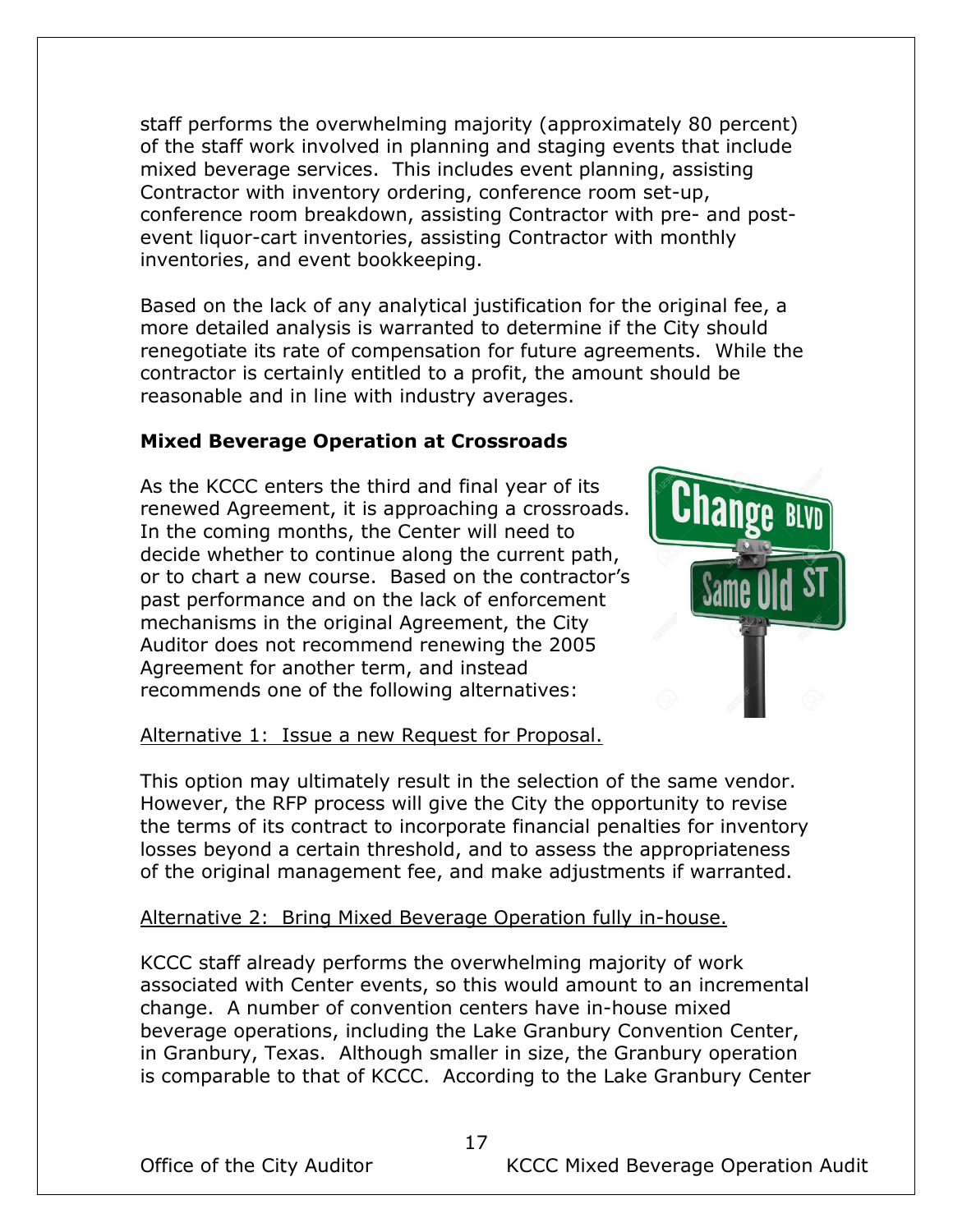staff performs the overwhelming majority (approximately 80 percent) of the staff work involved in planning and staging events that include mixed beverage services. This includes event planning, assisting Contractor with inventory ordering, conference room set-up, conference room breakdown, assisting Contractor with pre- and post-event liquor-cart inventories, assisting Contractor with monthly inventories, and event bookkeeping.

Based on the lack of any analytical justification for the original fee, a more detailed analysis is warranted to determine if the City should renegotiate its rate of compensation for future agreements. While the contractor is certainly entitled to a profit, the amount should be reasonable and in line with industry averages.

**Mixed Beverage Operation at Crossroads**

As the KCCC enters the third and final year of its renewed Agreement, it is approaching a crossroads. In the coming months, the Center will need to decide whether to continue along the current path, or to chart a new course. Based on the contractor's past performance and on the lack of enforcement mechanisms in the original Agreement, the City Auditor does not recommend renewing the 2005 Agreement for another term, and instead recommends one of the following alternatives:

Alternative 1: Issue a new Request for Proposal.

This option may ultimately result in the selection of the same vendor. However, the RFP process will give the City the opportunity to revise the terms of its contract to incorporate financial penalties for inventory losses beyond a certain threshold, and to assess the appropriateness of the original management fee, and make adjustments if warranted.

Alternative 2: Bring Mixed Beverage Operation fully in-house.

KCCC staff already performs the overwhelming majority of work associated with Center events, so this would amount to an incremental change. A number of convention centers have in-house mixed beverage operations, including the Lake Granbury Convention Center, in Granbury, Texas. Although smaller in size, the Granbury operation is comparable to that of KCCC. According to the Lake Granbury Center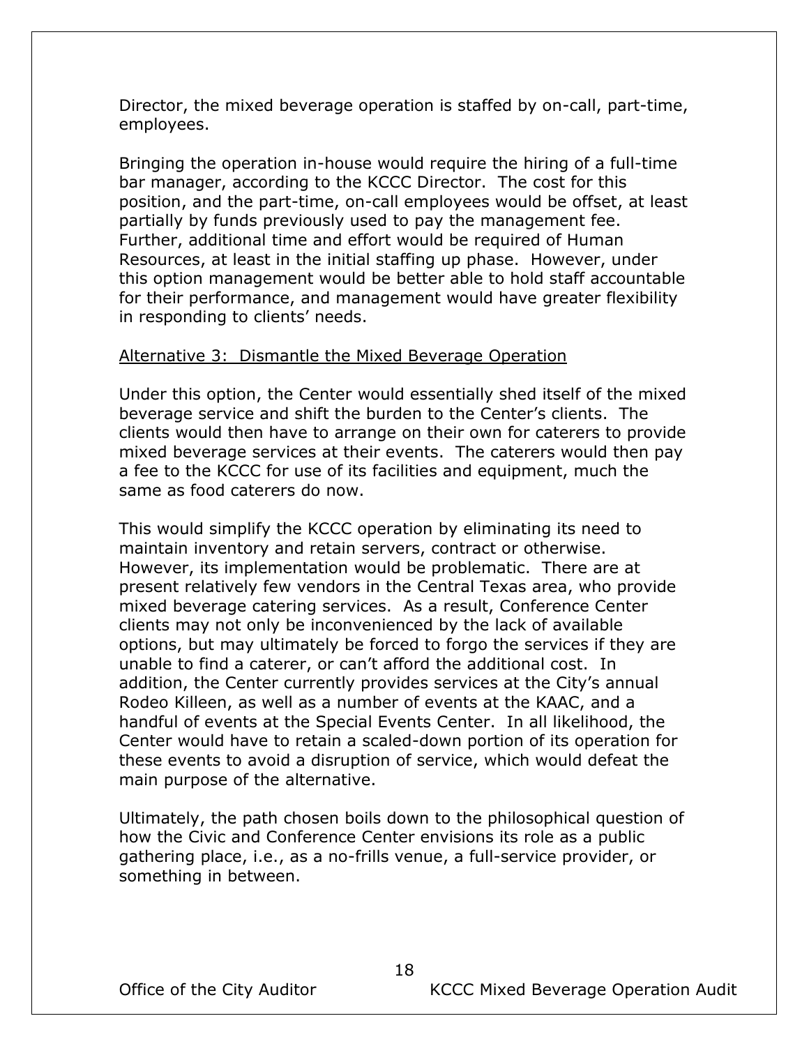Director, the mixed beverage operation is staffed by on-call, part-time, employees.

Bringing the operation in-house would require the hiring of a full-time bar manager, according to the KCCC Director. The cost for this position, and the part-time, on-call employees would be offset, at least partially by funds previously used to pay the management fee. Further, additional time and effort would be required of Human Resources, at least in the initial staffing up phase. However, under this option management would be better able to hold staff accountable for their performance, and management would have greater flexibility in responding to clients' needs.

<u>Alternative 3: Dismantle the Mixed Beverage Operation</u>

Under this option, the Center would essentially shed itself of the mixed beverage service and shift the burden to the Center's clients. The clients would then have to arrange on their own for caterers to provide mixed beverage services at their events. The caterers would then pay a fee to the KCCC for use of its facilities and equipment, much the same as food caterers do now.

This would simplify the KCCC operation by eliminating its need to maintain inventory and retain servers, contract or otherwise. However, its implementation would be problematic. There are at present relatively few vendors in the Central Texas area, who provide mixed beverage catering services. As a result, Conference Center clients may not only be inconvenienced by the lack of available options, but may ultimately be forced to forgo the services if they are unable to find a caterer, or can't afford the additional cost. In addition, the Center currently provides services at the City's annual Rodeo Killeen, as well as a number of events at the KAAC, and a handful of events at the Special Events Center. In all likelihood, the Center would have to retain a scaled-down portion of its operation for these events to avoid a disruption of service, which would defeat the main purpose of the alternative.

Ultimately, the path chosen boils down to the philosophical question of how the Civic and Conference Center envisions its role as a public gathering place, i.e., as a no-frills venue, a full-service provider, or something in between.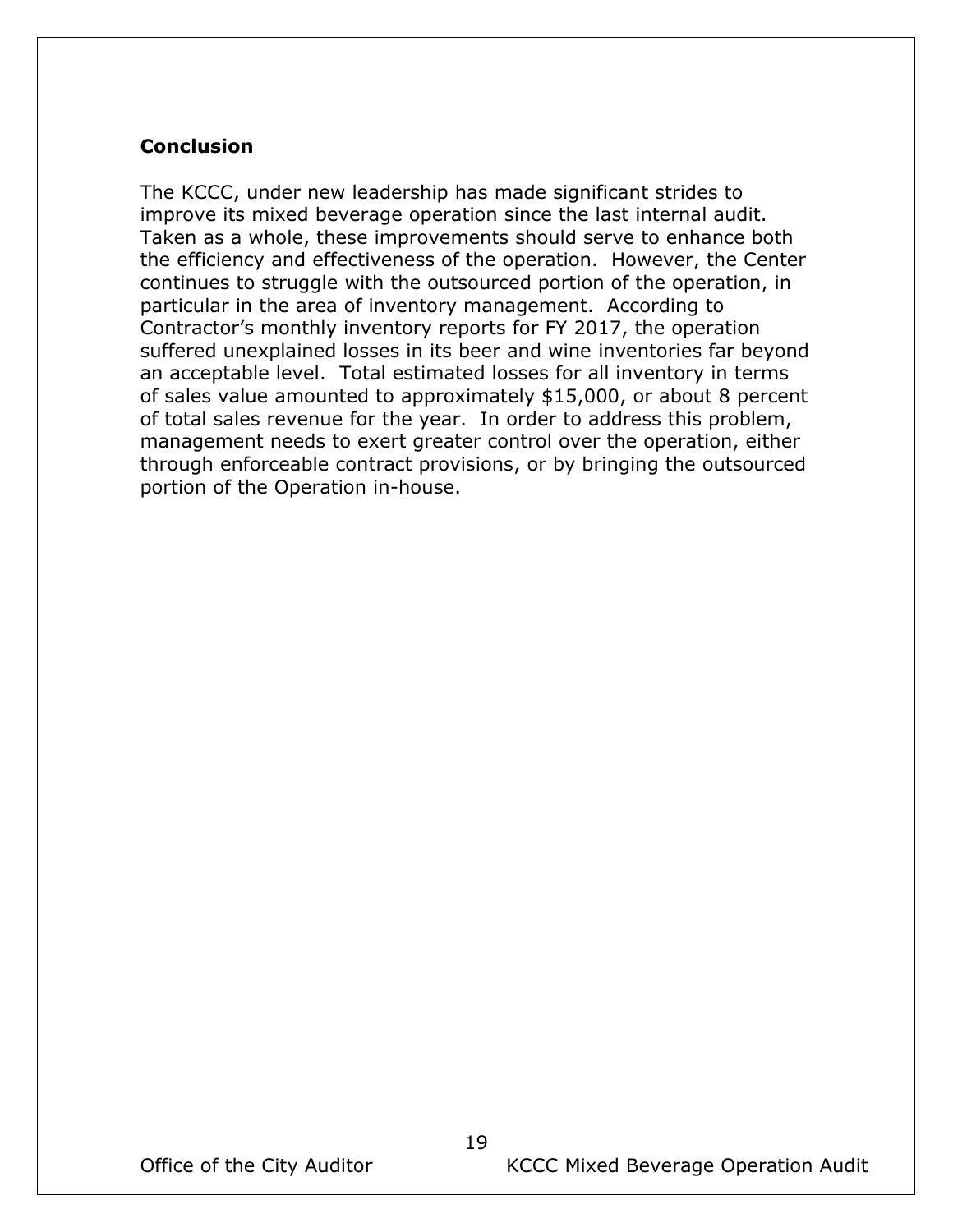## Conclusion

The KCCC, under new leadership has made significant strides to improve its mixed beverage operation since the last internal audit. Taken as a whole, these improvements should serve to enhance both the efficiency and effectiveness of the operation. However, the Center continues to struggle with the outsourced portion of the operation, in particular in the area of inventory management. According to Contractor's monthly inventory reports for FY 2017, the operation suffered unexplained losses in its beer and wine inventories far beyond an acceptable level. Total estimated losses for all inventory in terms of sales value amounted to approximately $15,000, or about 8 percent of total sales revenue for the year. In order to address this problem, management needs to exert greater control over the operation, either through enforceable contract provisions, or by bringing the outsourced portion of the Operation in-house.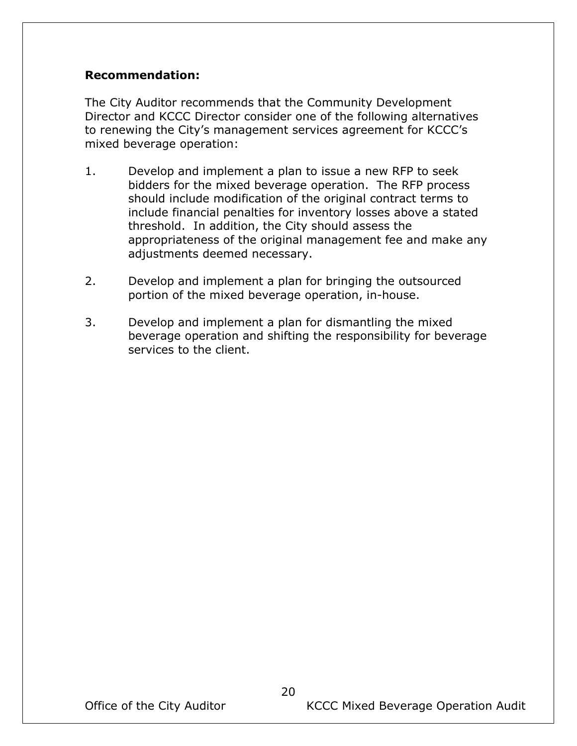**Recommendation:**

The City Auditor recommends that the Community Development Director and KCCC Director consider one of the following alternatives to renewing the City's management services agreement for KCCC's mixed beverage operation:

1. Develop and implement a plan to issue a new RFP to seek bidders for the mixed beverage operation. The RFP process should include modification of the original contract terms to include financial penalties for inventory losses above a stated threshold. In addition, the City should assess the appropriateness of the original management fee and make any adjustments deemed necessary.

2. Develop and implement a plan for bringing the outsourced portion of the mixed beverage operation, in-house.

3. Develop and implement a plan for dismantling the mixed beverage operation and shifting the responsibility for beverage services to the client.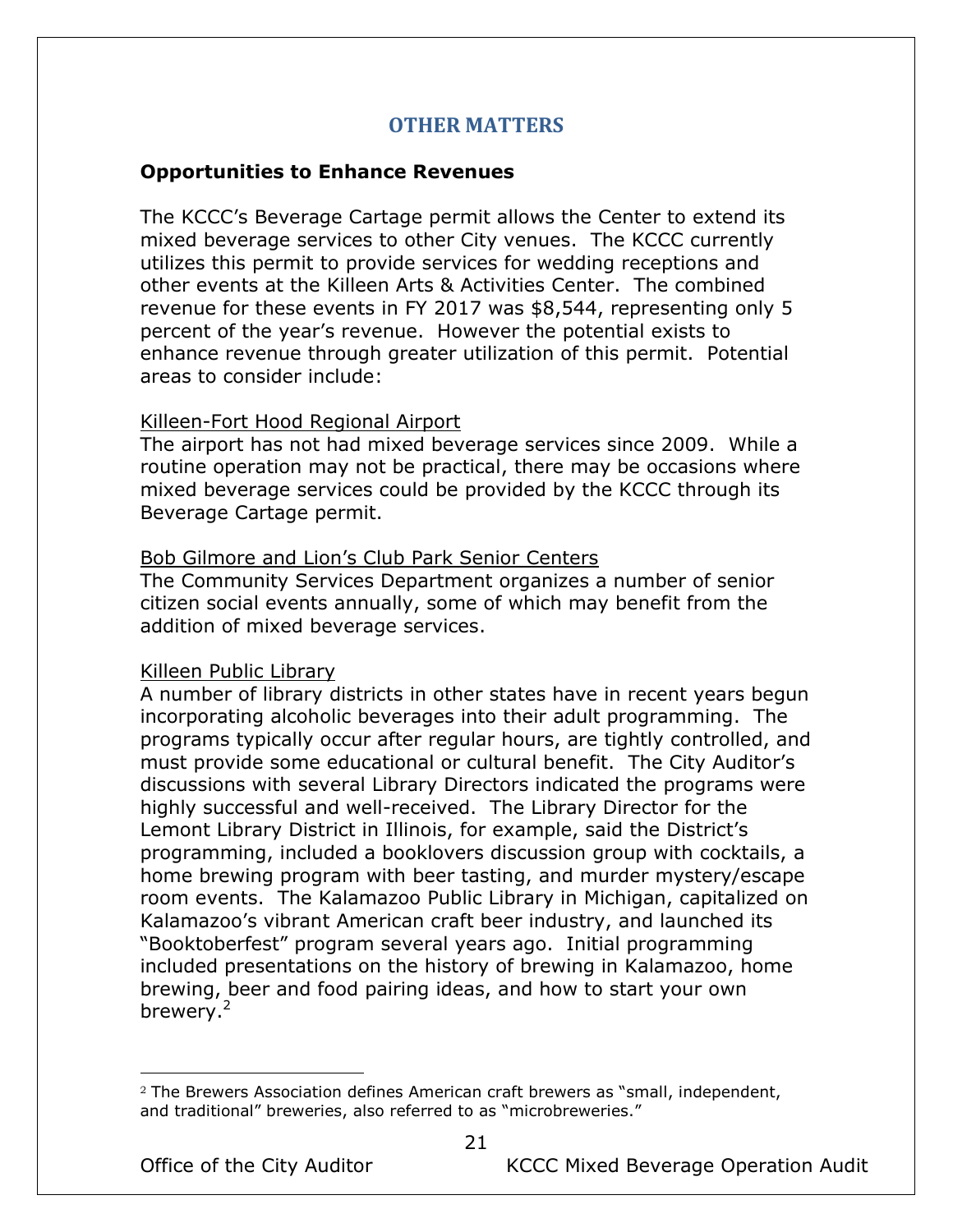## OTHER MATTERS

### Opportunities to Enhance Revenues

The KCCC's Beverage Cartage permit allows the Center to extend its mixed beverage services to other City venues. The KCCC currently utilizes this permit to provide services for wedding receptions and other events at the Killeen Arts & Activities Center. The combined revenue for these events in FY 2017 was $8,544, representing only 5 percent of the year's revenue. However the potential exists to enhance revenue through greater utilization of this permit. Potential areas to consider include:

<u>Killeen-Fort Hood Regional Airport</u>
The airport has not had mixed beverage services since 2009. While a routine operation may not be practical, there may be occasions where mixed beverage services could be provided by the KCCC through its Beverage Cartage permit.

<u>Bob Gilmore and Lion's Club Park Senior Centers</u>
The Community Services Department organizes a number of senior citizen social events annually, some of which may benefit from the addition of mixed beverage services.

<u>Killeen Public Library</u>
A number of library districts in other states have in recent years begun incorporating alcoholic beverages into their adult programming. The programs typically occur after regular hours, are tightly controlled, and must provide some educational or cultural benefit. The City Auditor's discussions with several Library Directors indicated the programs were highly successful and well-received. The Library Director for the Lemont Library District in Illinois, for example, said the District's programming, included a booklovers discussion group with cocktails, a home brewing program with beer tasting, and murder mystery/escape room events. The Kalamazoo Public Library in Michigan, capitalized on Kalamazoo's vibrant American craft beer industry, and launched its "Booktoberfest" program several years ago. Initial programming included presentations on the history of brewing in Kalamazoo, home brewing, beer and food pairing ideas, and how to start your own brewery.[2]

---

[2] The Brewers Association defines American craft brewers as "small, independent, and traditional" breweries, also referred to as "microbreweries."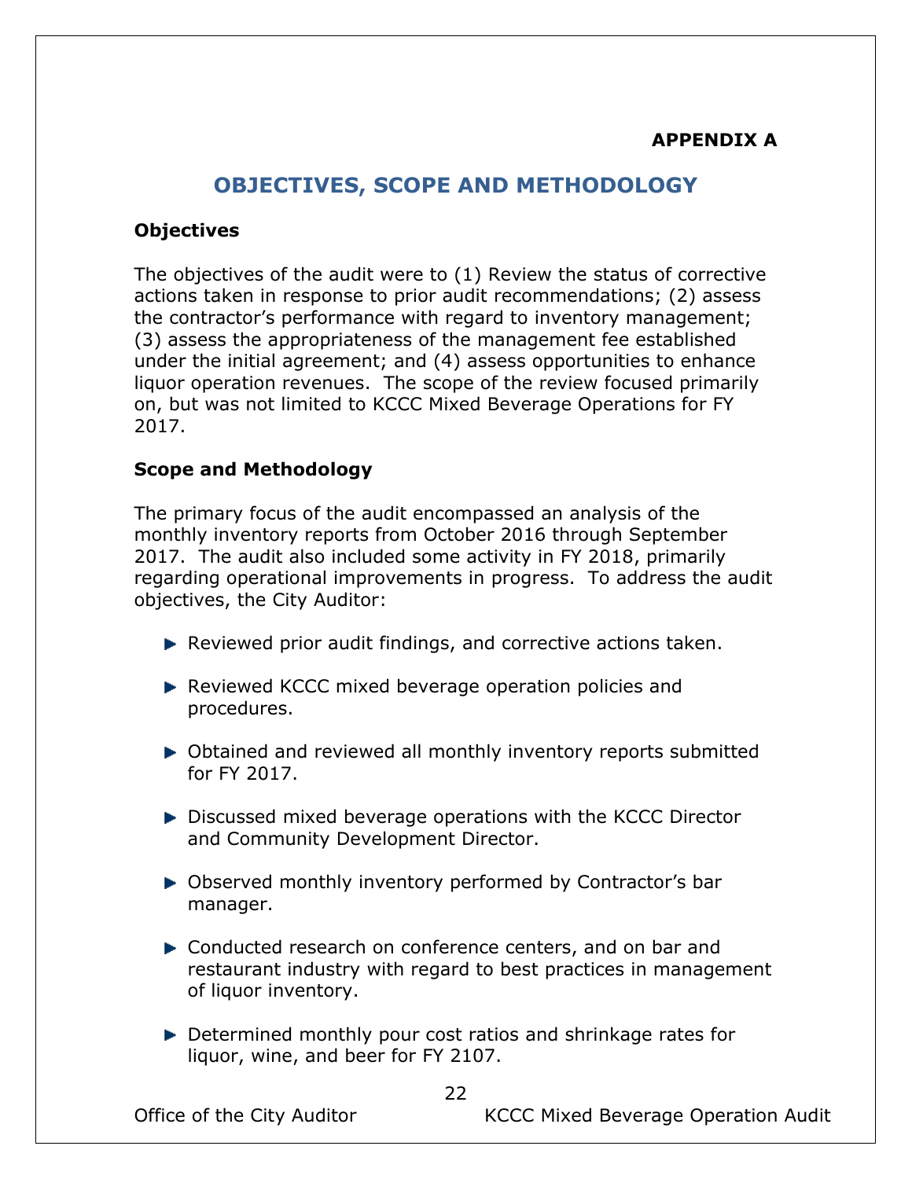APPENDIX A

# OBJECTIVES, SCOPE AND METHODOLOGY

## Objectives

The objectives of the audit were to (1) Review the status of corrective actions taken in response to prior audit recommendations; (2) assess the contractor's performance with regard to inventory management; (3) assess the appropriateness of the management fee established under the initial agreement; and (4) assess opportunities to enhance liquor operation revenues. The scope of the review focused primarily on, but was not limited to KCCC Mixed Beverage Operations for FY 2017.

## Scope and Methodology

The primary focus of the audit encompassed an analysis of the monthly inventory reports from October 2016 through September 2017. The audit also included some activity in FY 2018, primarily regarding operational improvements in progress. To address the audit objectives, the City Auditor:

- Reviewed prior audit findings, and corrective actions taken.
- Reviewed KCCC mixed beverage operation policies and procedures.
- Obtained and reviewed all monthly inventory reports submitted for FY 2017.
- Discussed mixed beverage operations with the KCCC Director and Community Development Director.
- Observed monthly inventory performed by Contractor's bar manager.
- Conducted research on conference centers, and on bar and restaurant industry with regard to best practices in management of liquor inventory.
- Determined monthly pour cost ratios and shrinkage rates for liquor, wine, and beer for FY 2107.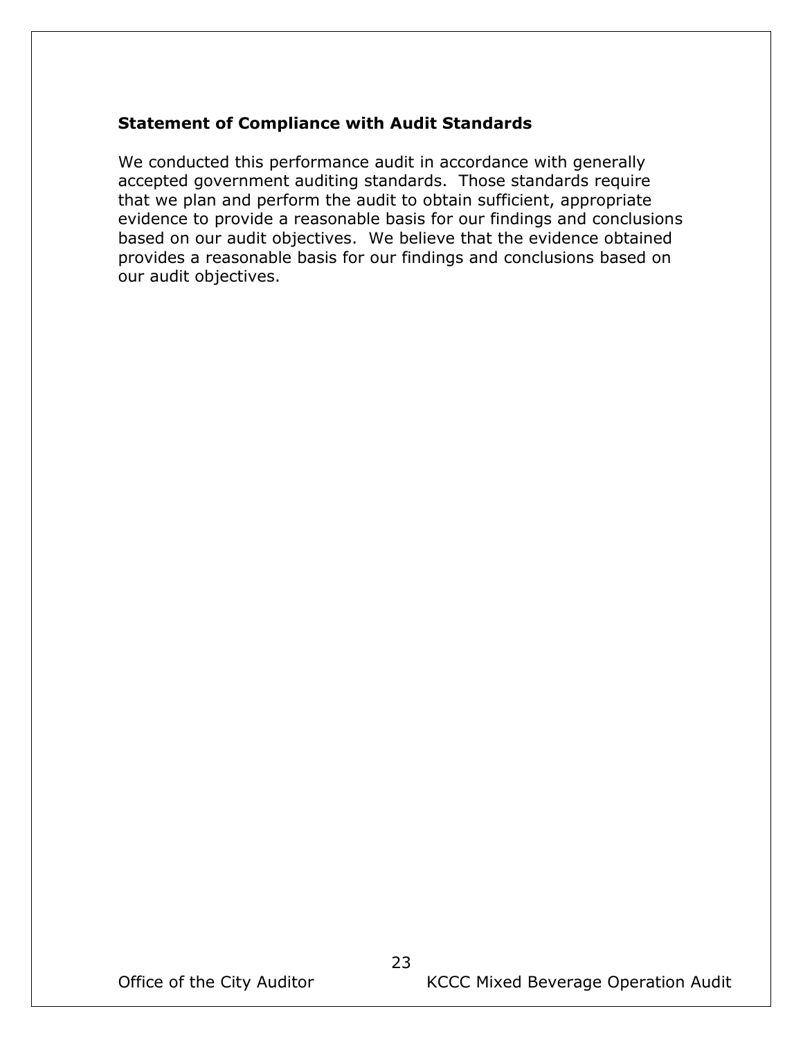**Statement of Compliance with Audit Standards**

We conducted this performance audit in accordance with generally accepted government auditing standards. Those standards require that we plan and perform the audit to obtain sufficient, appropriate evidence to provide a reasonable basis for our findings and conclusions based on our audit objectives. We believe that the evidence obtained provides a reasonable basis for our findings and conclusions based on our audit objectives.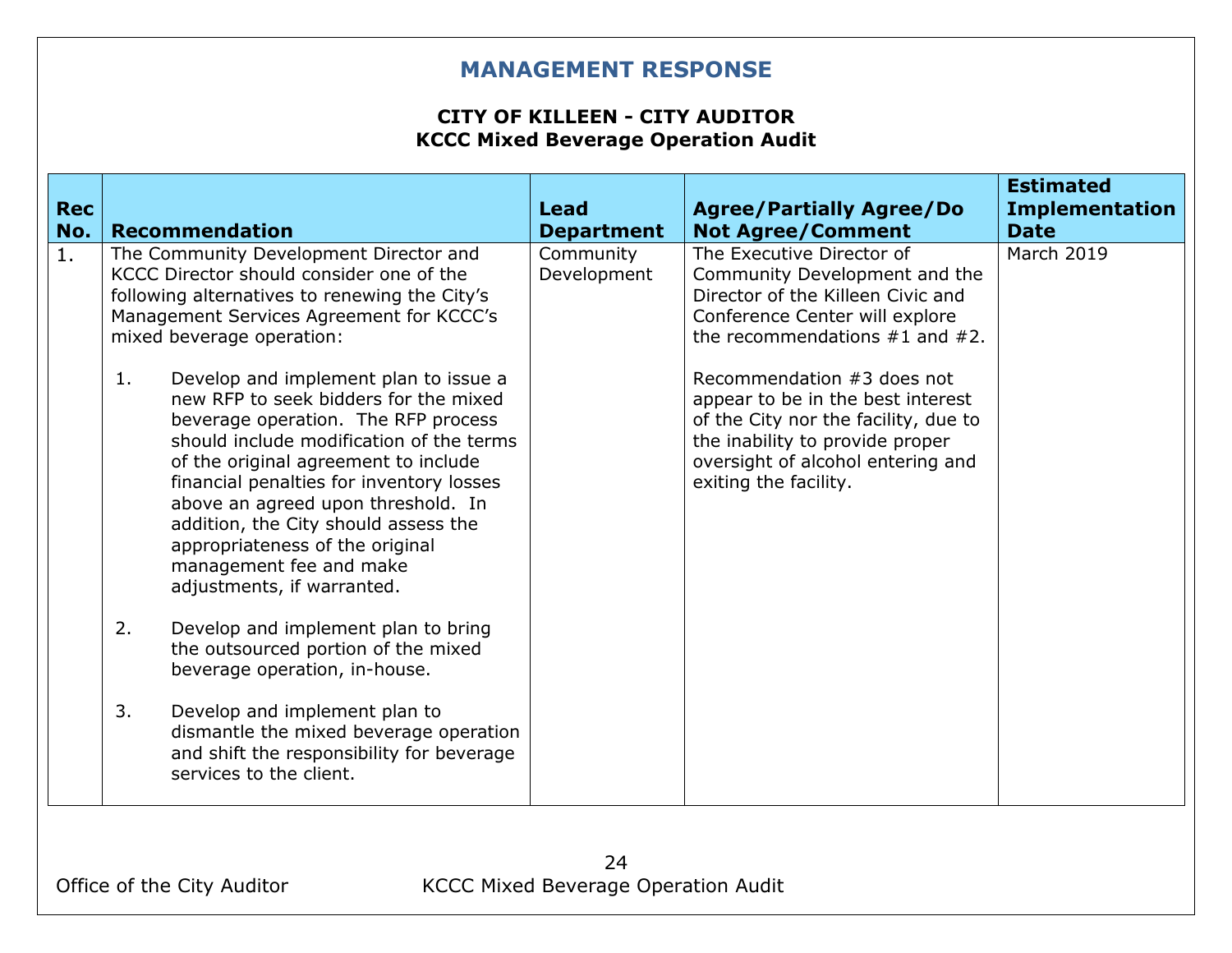## MANAGEMENT RESPONSE

**CITY OF KILLEEN - CITY AUDITOR**
**KCCC Mixed Beverage Operation Audit**

| Rec No. | Recommendation | Lead Department | Agree/Partially Agree/Do Not Agree/Comment | Estimated Implementation Date |
|---|---|---|---|---|
| 1. | The Community Development Director and KCCC Director should consider one of the following alternatives to renewing the City's Management Services Agreement for KCCC's mixed beverage operation:<br><br>1. Develop and implement plan to issue a new RFP to seek bidders for the mixed beverage operation. The RFP process should include modification of the terms of the original agreement to include financial penalties for inventory losses above an agreed upon threshold. In addition, the City should assess the appropriateness of the original management fee and make adjustments, if warranted.<br><br>2. Develop and implement plan to bring the outsourced portion of the mixed beverage operation, in-house.<br><br>3. Develop and implement plan to dismantle the mixed beverage operation and shift the responsibility for beverage services to the client. | Community Development | The Executive Director of Community Development and the Director of the Killeen Civic and Conference Center will explore the recommendations #1 and #2.<br><br>Recommendation #3 does not appear to be in the best interest of the City nor the facility, due to the inability to provide proper oversight of alcohol entering and exiting the facility. | March 2019 |